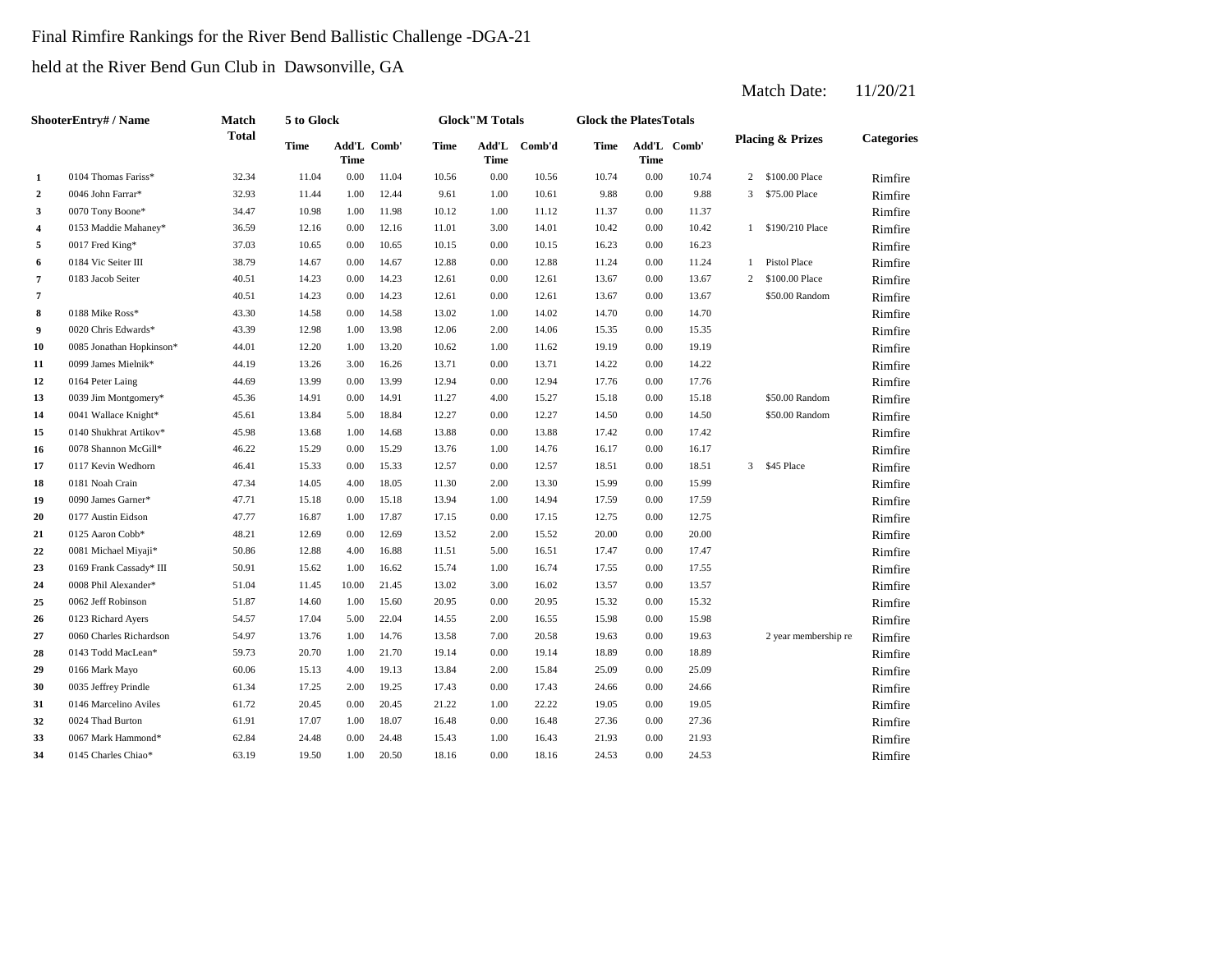Final Rimfire Rankings for the River Bend Ballistic Challenge -DGA-21

held at the River Bend Gun Club in Dawsonville, GA

Match Date: 11/20/21

| | ShooterEntry# / Name | Match Total | 5 to Glock | | | Glock"M Totals | | | Glock the PlatesTotals | | | Placing & Prizes | | Categories |
|---|---|---|---|---|---|---|---|---|---|---|---|---|---|---|
| | | | Time | Add'L Time | Comb' | Time | Add'L Time | Comb'd | Time | Add'L Time | Comb' | | | |
| 1 | 0104 Thomas Fariss* | 32.34 | 11.04 | 0.00 | 11.04 | 10.56 | 0.00 | 10.56 | 10.74 | 0.00 | 10.74 | 2 | $100.00 Place | Rimfire |
| 2 | 0046 John Farrar* | 32.93 | 11.44 | 1.00 | 12.44 | 9.61 | 1.00 | 10.61 | 9.88 | 0.00 | 9.88 | 3 | $75.00 Place | Rimfire |
| 3 | 0070 Tony Boone* | 34.47 | 10.98 | 1.00 | 11.98 | 10.12 | 1.00 | 11.12 | 11.37 | 0.00 | 11.37 | | | Rimfire |
| 4 | 0153 Maddie Mahaney* | 36.59 | 12.16 | 0.00 | 12.16 | 11.01 | 3.00 | 14.01 | 10.42 | 0.00 | 10.42 | 1 | $190/210 Place | Rimfire |
| 5 | 0017 Fred King* | 37.03 | 10.65 | 0.00 | 10.65 | 10.15 | 0.00 | 10.15 | 16.23 | 0.00 | 16.23 | | | Rimfire |
| 6 | 0184 Vic Seiter III | 38.79 | 14.67 | 0.00 | 14.67 | 12.88 | 0.00 | 12.88 | 11.24 | 0.00 | 11.24 | 1 | Pistol Place | Rimfire |
| 7 | 0183 Jacob Seiter | 40.51 | 14.23 | 0.00 | 14.23 | 12.61 | 0.00 | 12.61 | 13.67 | 0.00 | 13.67 | 2 | $100.00 Place | Rimfire |
| 7 | | 40.51 | 14.23 | 0.00 | 14.23 | 12.61 | 0.00 | 12.61 | 13.67 | 0.00 | 13.67 | | $50.00 Random | Rimfire |
| 8 | 0188 Mike Ross* | 43.30 | 14.58 | 0.00 | 14.58 | 13.02 | 1.00 | 14.02 | 14.70 | 0.00 | 14.70 | | | Rimfire |
| 9 | 0020 Chris Edwards* | 43.39 | 12.98 | 1.00 | 13.98 | 12.06 | 2.00 | 14.06 | 15.35 | 0.00 | 15.35 | | | Rimfire |
| 10 | 0085 Jonathan Hopkinson* | 44.01 | 12.20 | 1.00 | 13.20 | 10.62 | 1.00 | 11.62 | 19.19 | 0.00 | 19.19 | | | Rimfire |
| 11 | 0099 James Mielnik* | 44.19 | 13.26 | 3.00 | 16.26 | 13.71 | 0.00 | 13.71 | 14.22 | 0.00 | 14.22 | | | Rimfire |
| 12 | 0164 Peter Laing | 44.69 | 13.99 | 0.00 | 13.99 | 12.94 | 0.00 | 12.94 | 17.76 | 0.00 | 17.76 | | | Rimfire |
| 13 | 0039 Jim Montgomery* | 45.36 | 14.91 | 0.00 | 14.91 | 11.27 | 4.00 | 15.27 | 15.18 | 0.00 | 15.18 | | $50.00 Random | Rimfire |
| 14 | 0041 Wallace Knight* | 45.61 | 13.84 | 5.00 | 18.84 | 12.27 | 0.00 | 12.27 | 14.50 | 0.00 | 14.50 | | $50.00 Random | Rimfire |
| 15 | 0140 Shukhrat Artikov* | 45.98 | 13.68 | 1.00 | 14.68 | 13.88 | 0.00 | 13.88 | 17.42 | 0.00 | 17.42 | | | Rimfire |
| 16 | 0078 Shannon McGill* | 46.22 | 15.29 | 0.00 | 15.29 | 13.76 | 1.00 | 14.76 | 16.17 | 0.00 | 16.17 | | | Rimfire |
| 17 | 0117 Kevin Wedhorn | 46.41 | 15.33 | 0.00 | 15.33 | 12.57 | 0.00 | 12.57 | 18.51 | 0.00 | 18.51 | 3 | $45 Place | Rimfire |
| 18 | 0181 Noah Crain | 47.34 | 14.05 | 4.00 | 18.05 | 11.30 | 2.00 | 13.30 | 15.99 | 0.00 | 15.99 | | | Rimfire |
| 19 | 0090 James Garner* | 47.71 | 15.18 | 0.00 | 15.18 | 13.94 | 1.00 | 14.94 | 17.59 | 0.00 | 17.59 | | | Rimfire |
| 20 | 0177 Austin Eidson | 47.77 | 16.87 | 1.00 | 17.87 | 17.15 | 0.00 | 17.15 | 12.75 | 0.00 | 12.75 | | | Rimfire |
| 21 | 0125 Aaron Cobb* | 48.21 | 12.69 | 0.00 | 12.69 | 13.52 | 2.00 | 15.52 | 20.00 | 0.00 | 20.00 | | | Rimfire |
| 22 | 0081 Michael Miyaji* | 50.86 | 12.88 | 4.00 | 16.88 | 11.51 | 5.00 | 16.51 | 17.47 | 0.00 | 17.47 | | | Rimfire |
| 23 | 0169 Frank Cassady* III | 50.91 | 15.62 | 1.00 | 16.62 | 15.74 | 1.00 | 16.74 | 17.55 | 0.00 | 17.55 | | | Rimfire |
| 24 | 0008 Phil Alexander* | 51.04 | 11.45 | 10.00 | 21.45 | 13.02 | 3.00 | 16.02 | 13.57 | 0.00 | 13.57 | | | Rimfire |
| 25 | 0062 Jeff Robinson | 51.87 | 14.60 | 1.00 | 15.60 | 20.95 | 0.00 | 20.95 | 15.32 | 0.00 | 15.32 | | | Rimfire |
| 26 | 0123 Richard Ayers | 54.57 | 17.04 | 5.00 | 22.04 | 14.55 | 2.00 | 16.55 | 15.98 | 0.00 | 15.98 | | | Rimfire |
| 27 | 0060 Charles Richardson | 54.97 | 13.76 | 1.00 | 14.76 | 13.58 | 7.00 | 20.58 | 19.63 | 0.00 | 19.63 | | 2 year membership re | Rimfire |
| 28 | 0143 Todd MacLean* | 59.73 | 20.70 | 1.00 | 21.70 | 19.14 | 0.00 | 19.14 | 18.89 | 0.00 | 18.89 | | | Rimfire |
| 29 | 0166 Mark Mayo | 60.06 | 15.13 | 4.00 | 19.13 | 13.84 | 2.00 | 15.84 | 25.09 | 0.00 | 25.09 | | | Rimfire |
| 30 | 0035 Jeffrey Prindle | 61.34 | 17.25 | 2.00 | 19.25 | 17.43 | 0.00 | 17.43 | 24.66 | 0.00 | 24.66 | | | Rimfire |
| 31 | 0146 Marcelino Aviles | 61.72 | 20.45 | 0.00 | 20.45 | 21.22 | 1.00 | 22.22 | 19.05 | 0.00 | 19.05 | | | Rimfire |
| 32 | 0024 Thad Burton | 61.91 | 17.07 | 1.00 | 18.07 | 16.48 | 0.00 | 16.48 | 27.36 | 0.00 | 27.36 | | | Rimfire |
| 33 | 0067 Mark Hammond* | 62.84 | 24.48 | 0.00 | 24.48 | 15.43 | 1.00 | 16.43 | 21.93 | 0.00 | 21.93 | | | Rimfire |
| 34 | 0145 Charles Chiao* | 63.19 | 19.50 | 1.00 | 20.50 | 18.16 | 0.00 | 18.16 | 24.53 | 0.00 | 24.53 | | | Rimfire |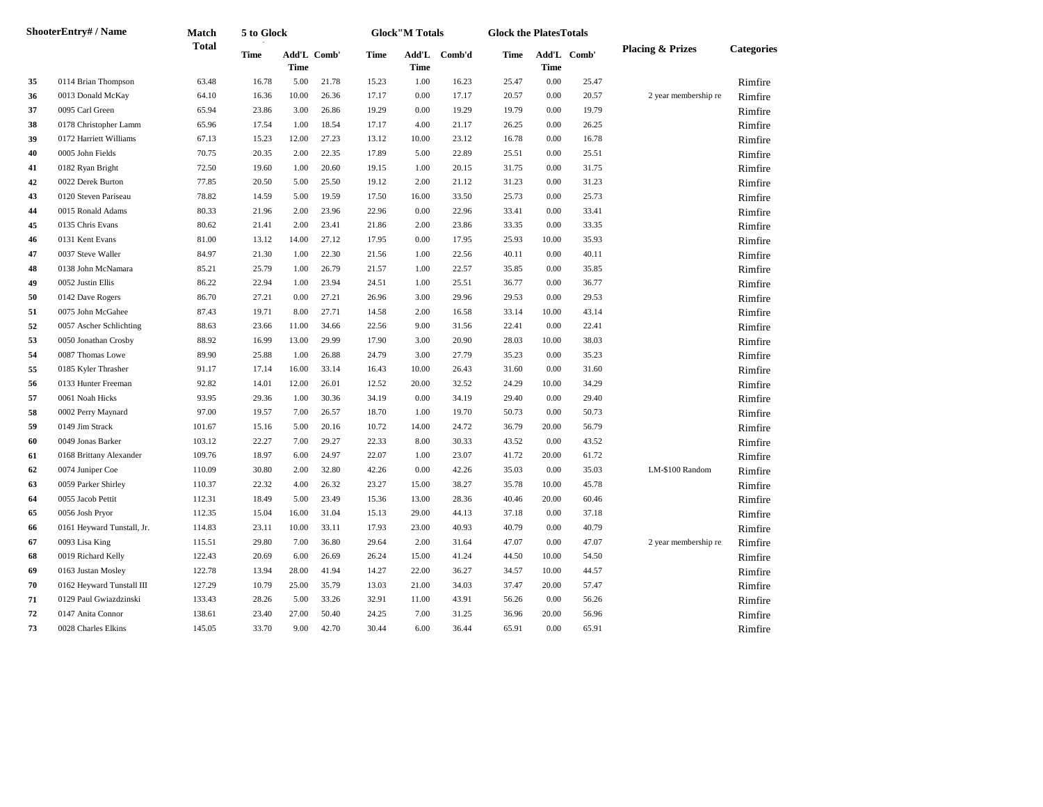| ShooterEntry# / Name | | Match Total | 5 to Glock | | | Glock"M Totals | | | Glock the PlatesTotals | | | Placing & Prizes | Categories |
|---|---|---|---|---|---|---|---|---|---|---|---|---|---|
| | | | Time | Add'L Time | Comb' | Time | Add'L Time | Comb'd | Time | Add'L Time | Comb' | | |
| 35 | 0114 Brian Thompson | 63.48 | 16.78 | 5.00 | 21.78 | 15.23 | 1.00 | 16.23 | 25.47 | 0.00 | 25.47 | | Rimfire |
| 36 | 0013 Donald McKay | 64.10 | 16.36 | 10.00 | 26.36 | 17.17 | 0.00 | 17.17 | 20.57 | 0.00 | 20.57 | 2 year membership re | Rimfire |
| 37 | 0095 Carl Green | 65.94 | 23.86 | 3.00 | 26.86 | 19.29 | 0.00 | 19.29 | 19.79 | 0.00 | 19.79 | | Rimfire |
| 38 | 0178 Christopher Lamm | 65.96 | 17.54 | 1.00 | 18.54 | 17.17 | 4.00 | 21.17 | 26.25 | 0.00 | 26.25 | | Rimfire |
| 39 | 0172 Harriett Williams | 67.13 | 15.23 | 12.00 | 27.23 | 13.12 | 10.00 | 23.12 | 16.78 | 0.00 | 16.78 | | Rimfire |
| 40 | 0005 John Fields | 70.75 | 20.35 | 2.00 | 22.35 | 17.89 | 5.00 | 22.89 | 25.51 | 0.00 | 25.51 | | Rimfire |
| 41 | 0182 Ryan Bright | 72.50 | 19.60 | 1.00 | 20.60 | 19.15 | 1.00 | 20.15 | 31.75 | 0.00 | 31.75 | | Rimfire |
| 42 | 0022 Derek Burton | 77.85 | 20.50 | 5.00 | 25.50 | 19.12 | 2.00 | 21.12 | 31.23 | 0.00 | 31.23 | | Rimfire |
| 43 | 0120 Steven Pariseau | 78.82 | 14.59 | 5.00 | 19.59 | 17.50 | 16.00 | 33.50 | 25.73 | 0.00 | 25.73 | | Rimfire |
| 44 | 0015 Ronald Adams | 80.33 | 21.96 | 2.00 | 23.96 | 22.96 | 0.00 | 22.96 | 33.41 | 0.00 | 33.41 | | Rimfire |
| 45 | 0135 Chris Evans | 80.62 | 21.41 | 2.00 | 23.41 | 21.86 | 2.00 | 23.86 | 33.35 | 0.00 | 33.35 | | Rimfire |
| 46 | 0131 Kent Evans | 81.00 | 13.12 | 14.00 | 27.12 | 17.95 | 0.00 | 17.95 | 25.93 | 10.00 | 35.93 | | Rimfire |
| 47 | 0037 Steve Waller | 84.97 | 21.30 | 1.00 | 22.30 | 21.56 | 1.00 | 22.56 | 40.11 | 0.00 | 40.11 | | Rimfire |
| 48 | 0138 John McNamara | 85.21 | 25.79 | 1.00 | 26.79 | 21.57 | 1.00 | 22.57 | 35.85 | 0.00 | 35.85 | | Rimfire |
| 49 | 0052 Justin Ellis | 86.22 | 22.94 | 1.00 | 23.94 | 24.51 | 1.00 | 25.51 | 36.77 | 0.00 | 36.77 | | Rimfire |
| 50 | 0142 Dave Rogers | 86.70 | 27.21 | 0.00 | 27.21 | 26.96 | 3.00 | 29.96 | 29.53 | 0.00 | 29.53 | | Rimfire |
| 51 | 0075 John McGahee | 87.43 | 19.71 | 8.00 | 27.71 | 14.58 | 2.00 | 16.58 | 33.14 | 10.00 | 43.14 | | Rimfire |
| 52 | 0057 Ascher Schlichting | 88.63 | 23.66 | 11.00 | 34.66 | 22.56 | 9.00 | 31.56 | 22.41 | 0.00 | 22.41 | | Rimfire |
| 53 | 0050 Jonathan Crosby | 88.92 | 16.99 | 13.00 | 29.99 | 17.90 | 3.00 | 20.90 | 28.03 | 10.00 | 38.03 | | Rimfire |
| 54 | 0087 Thomas Lowe | 89.90 | 25.88 | 1.00 | 26.88 | 24.79 | 3.00 | 27.79 | 35.23 | 0.00 | 35.23 | | Rimfire |
| 55 | 0185 Kyler Thrasher | 91.17 | 17.14 | 16.00 | 33.14 | 16.43 | 10.00 | 26.43 | 31.60 | 0.00 | 31.60 | | Rimfire |
| 56 | 0133 Hunter Freeman | 92.82 | 14.01 | 12.00 | 26.01 | 12.52 | 20.00 | 32.52 | 24.29 | 10.00 | 34.29 | | Rimfire |
| 57 | 0061 Noah Hicks | 93.95 | 29.36 | 1.00 | 30.36 | 34.19 | 0.00 | 34.19 | 29.40 | 0.00 | 29.40 | | Rimfire |
| 58 | 0002 Perry Maynard | 97.00 | 19.57 | 7.00 | 26.57 | 18.70 | 1.00 | 19.70 | 50.73 | 0.00 | 50.73 | | Rimfire |
| 59 | 0149 Jim Strack | 101.67 | 15.16 | 5.00 | 20.16 | 10.72 | 14.00 | 24.72 | 36.79 | 20.00 | 56.79 | | Rimfire |
| 60 | 0049 Jonas Barker | 103.12 | 22.27 | 7.00 | 29.27 | 22.33 | 8.00 | 30.33 | 43.52 | 0.00 | 43.52 | | Rimfire |
| 61 | 0168 Brittany Alexander | 109.76 | 18.97 | 6.00 | 24.97 | 22.07 | 1.00 | 23.07 | 41.72 | 20.00 | 61.72 | | Rimfire |
| 62 | 0074 Juniper Coe | 110.09 | 30.80 | 2.00 | 32.80 | 42.26 | 0.00 | 42.26 | 35.03 | 0.00 | 35.03 | LM-$100 Random | Rimfire |
| 63 | 0059 Parker Shirley | 110.37 | 22.32 | 4.00 | 26.32 | 23.27 | 15.00 | 38.27 | 35.78 | 10.00 | 45.78 | | Rimfire |
| 64 | 0055 Jacob Pettit | 112.31 | 18.49 | 5.00 | 23.49 | 15.36 | 13.00 | 28.36 | 40.46 | 20.00 | 60.46 | | Rimfire |
| 65 | 0056 Josh Pryor | 112.35 | 15.04 | 16.00 | 31.04 | 15.13 | 29.00 | 44.13 | 37.18 | 0.00 | 37.18 | | Rimfire |
| 66 | 0161 Heyward Tunstall, Jr. | 114.83 | 23.11 | 10.00 | 33.11 | 17.93 | 23.00 | 40.93 | 40.79 | 0.00 | 40.79 | | Rimfire |
| 67 | 0093 Lisa King | 115.51 | 29.80 | 7.00 | 36.80 | 29.64 | 2.00 | 31.64 | 47.07 | 0.00 | 47.07 | 2 year membership re | Rimfire |
| 68 | 0019 Richard Kelly | 122.43 | 20.69 | 6.00 | 26.69 | 26.24 | 15.00 | 41.24 | 44.50 | 10.00 | 54.50 | | Rimfire |
| 69 | 0163 Justan Mosley | 122.78 | 13.94 | 28.00 | 41.94 | 14.27 | 22.00 | 36.27 | 34.57 | 10.00 | 44.57 | | Rimfire |
| 70 | 0162 Heyward Tunstall III | 127.29 | 10.79 | 25.00 | 35.79 | 13.03 | 21.00 | 34.03 | 37.47 | 20.00 | 57.47 | | Rimfire |
| 71 | 0129 Paul Gwiazdzinski | 133.43 | 28.26 | 5.00 | 33.26 | 32.91 | 11.00 | 43.91 | 56.26 | 0.00 | 56.26 | | Rimfire |
| 72 | 0147 Anita Connor | 138.61 | 23.40 | 27.00 | 50.40 | 24.25 | 7.00 | 31.25 | 36.96 | 20.00 | 56.96 | | Rimfire |
| 73 | 0028 Charles Elkins | 145.05 | 33.70 | 9.00 | 42.70 | 30.44 | 6.00 | 36.44 | 65.91 | 0.00 | 65.91 | | Rimfire |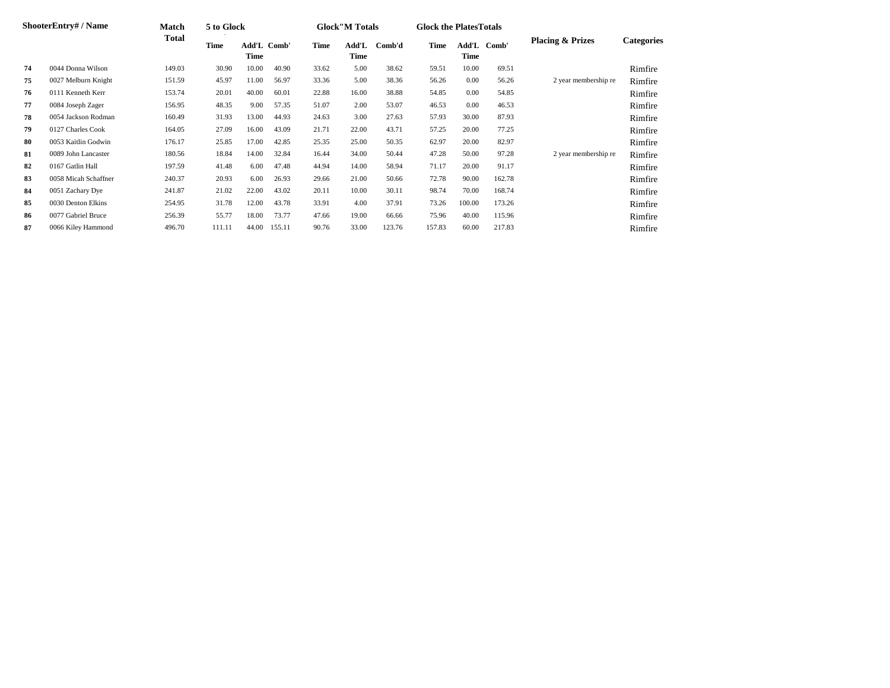| Shooter | Entry# / Name | Match Total | 5 to Glock | | | Glock"M Totals | | | Glock the Plates Totals | | | Placing & Prizes | Categories |
|---|---|---|---|---|---|---|---|---|---|---|---|---|---|
| | | | Time | Add'L Time | Comb' | Time | Add'L Time | Comb'd | Time | Add'L Time | Comb' | | |
| **74** | 0044 Donna Wilson | 149.03 | 30.90 | 10.00 | 40.90 | 33.62 | 5.00 | 38.62 | 59.51 | 10.00 | 69.51 | | Rimfire |
| **75** | 0027 Melburn Knight | 151.59 | 45.97 | 11.00 | 56.97 | 33.36 | 5.00 | 38.36 | 56.26 | 0.00 | 56.26 | 2 year membership re | Rimfire |
| **76** | 0111 Kenneth Kerr | 153.74 | 20.01 | 40.00 | 60.01 | 22.88 | 16.00 | 38.88 | 54.85 | 0.00 | 54.85 | | Rimfire |
| **77** | 0084 Joseph Zager | 156.95 | 48.35 | 9.00 | 57.35 | 51.07 | 2.00 | 53.07 | 46.53 | 0.00 | 46.53 | | Rimfire |
| **78** | 0054 Jackson Rodman | 160.49 | 31.93 | 13.00 | 44.93 | 24.63 | 3.00 | 27.63 | 57.93 | 30.00 | 87.93 | | Rimfire |
| **79** | 0127 Charles Cook | 164.05 | 27.09 | 16.00 | 43.09 | 21.71 | 22.00 | 43.71 | 57.25 | 20.00 | 77.25 | | Rimfire |
| **80** | 0053 Kaitlin Godwin | 176.17 | 25.85 | 17.00 | 42.85 | 25.35 | 25.00 | 50.35 | 62.97 | 20.00 | 82.97 | | Rimfire |
| **81** | 0089 John Lancaster | 180.56 | 18.84 | 14.00 | 32.84 | 16.44 | 34.00 | 50.44 | 47.28 | 50.00 | 97.28 | 2 year membership re | Rimfire |
| **82** | 0167 Gatlin Hall | 197.59 | 41.48 | 6.00 | 47.48 | 44.94 | 14.00 | 58.94 | 71.17 | 20.00 | 91.17 | | Rimfire |
| **83** | 0058 Micah Schaffner | 240.37 | 20.93 | 6.00 | 26.93 | 29.66 | 21.00 | 50.66 | 72.78 | 90.00 | 162.78 | | Rimfire |
| **84** | 0051 Zachary Dye | 241.87 | 21.02 | 22.00 | 43.02 | 20.11 | 10.00 | 30.11 | 98.74 | 70.00 | 168.74 | | Rimfire |
| **85** | 0030 Denton Elkins | 254.95 | 31.78 | 12.00 | 43.78 | 33.91 | 4.00 | 37.91 | 73.26 | 100.00 | 173.26 | | Rimfire |
| **86** | 0077 Gabriel Bruce | 256.39 | 55.77 | 18.00 | 73.77 | 47.66 | 19.00 | 66.66 | 75.96 | 40.00 | 115.96 | | Rimfire |
| **87** | 0066 Kiley Hammond | 496.70 | 111.11 | 44.00 | 155.11 | 90.76 | 33.00 | 123.76 | 157.83 | 60.00 | 217.83 | | Rimfire |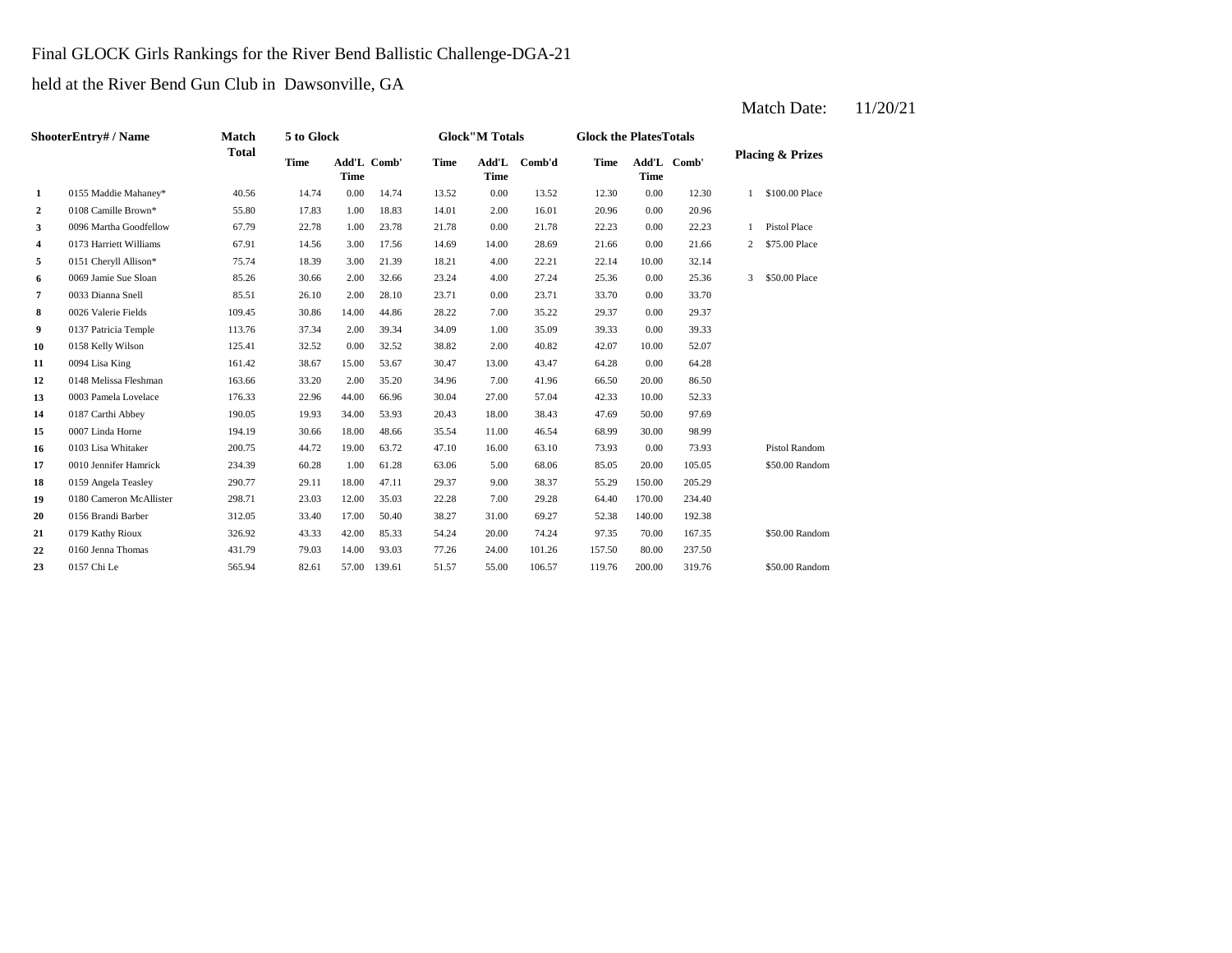Final GLOCK Girls Rankings for the River Bend Ballistic Challenge-DGA-21

held at the River Bend Gun Club in Dawsonville, GA

Match Date: 11/20/21

| | ShooterEntry# / Name | Match Total | 5 to Glock | | | Glock"M Totals | | | Glock the PlatesTotals | | | Placing & Prizes | |
|---|---|---|---|---|---|---|---|---|---|---|---|---|---|
| | | | Time | Add'L Time | Comb' | Time | Add'L Time | Comb'd | Time | Add'L Time | Comb' | | |
| **1** | 0155 Maddie Mahaney* | 40.56 | 14.74 | 0.00 | 14.74 | 13.52 | 0.00 | 13.52 | 12.30 | 0.00 | 12.30 | 1 | $100.00 Place |
| **2** | 0108 Camille Brown* | 55.80 | 17.83 | 1.00 | 18.83 | 14.01 | 2.00 | 16.01 | 20.96 | 0.00 | 20.96 | | |
| **3** | 0096 Martha Goodfellow | 67.79 | 22.78 | 1.00 | 23.78 | 21.78 | 0.00 | 21.78 | 22.23 | 0.00 | 22.23 | 1 | Pistol Place |
| **4** | 0173 Harriett Williams | 67.91 | 14.56 | 3.00 | 17.56 | 14.69 | 14.00 | 28.69 | 21.66 | 0.00 | 21.66 | 2 | $75.00 Place |
| **5** | 0151 Cheryll Allison* | 75.74 | 18.39 | 3.00 | 21.39 | 18.21 | 4.00 | 22.21 | 22.14 | 10.00 | 32.14 | | |
| **6** | 0069 Jamie Sue Sloan | 85.26 | 30.66 | 2.00 | 32.66 | 23.24 | 4.00 | 27.24 | 25.36 | 0.00 | 25.36 | 3 | $50.00 Place |
| **7** | 0033 Dianna Snell | 85.51 | 26.10 | 2.00 | 28.10 | 23.71 | 0.00 | 23.71 | 33.70 | 0.00 | 33.70 | | |
| **8** | 0026 Valerie Fields | 109.45 | 30.86 | 14.00 | 44.86 | 28.22 | 7.00 | 35.22 | 29.37 | 0.00 | 29.37 | | |
| **9** | 0137 Patricia Temple | 113.76 | 37.34 | 2.00 | 39.34 | 34.09 | 1.00 | 35.09 | 39.33 | 0.00 | 39.33 | | |
| **10** | 0158 Kelly Wilson | 125.41 | 32.52 | 0.00 | 32.52 | 38.82 | 2.00 | 40.82 | 42.07 | 10.00 | 52.07 | | |
| **11** | 0094 Lisa King | 161.42 | 38.67 | 15.00 | 53.67 | 30.47 | 13.00 | 43.47 | 64.28 | 0.00 | 64.28 | | |
| **12** | 0148 Melissa Fleshman | 163.66 | 33.20 | 2.00 | 35.20 | 34.96 | 7.00 | 41.96 | 66.50 | 20.00 | 86.50 | | |
| **13** | 0003 Pamela Lovelace | 176.33 | 22.96 | 44.00 | 66.96 | 30.04 | 27.00 | 57.04 | 42.33 | 10.00 | 52.33 | | |
| **14** | 0187 Carthi Abbey | 190.05 | 19.93 | 34.00 | 53.93 | 20.43 | 18.00 | 38.43 | 47.69 | 50.00 | 97.69 | | |
| **15** | 0007 Linda Horne | 194.19 | 30.66 | 18.00 | 48.66 | 35.54 | 11.00 | 46.54 | 68.99 | 30.00 | 98.99 | | |
| **16** | 0103 Lisa Whitaker | 200.75 | 44.72 | 19.00 | 63.72 | 47.10 | 16.00 | 63.10 | 73.93 | 0.00 | 73.93 | | Pistol Random |
| **17** | 0010 Jennifer Hamrick | 234.39 | 60.28 | 1.00 | 61.28 | 63.06 | 5.00 | 68.06 | 85.05 | 20.00 | 105.05 | | $50.00 Random |
| **18** | 0159 Angela Teasley | 290.77 | 29.11 | 18.00 | 47.11 | 29.37 | 9.00 | 38.37 | 55.29 | 150.00 | 205.29 | | |
| **19** | 0180 Cameron McAllister | 298.71 | 23.03 | 12.00 | 35.03 | 22.28 | 7.00 | 29.28 | 64.40 | 170.00 | 234.40 | | |
| **20** | 0156 Brandi Barber | 312.05 | 33.40 | 17.00 | 50.40 | 38.27 | 31.00 | 69.27 | 52.38 | 140.00 | 192.38 | | |
| **21** | 0179 Kathy Rioux | 326.92 | 43.33 | 42.00 | 85.33 | 54.24 | 20.00 | 74.24 | 97.35 | 70.00 | 167.35 | | $50.00 Random |
| **22** | 0160 Jenna Thomas | 431.79 | 79.03 | 14.00 | 93.03 | 77.26 | 24.00 | 101.26 | 157.50 | 80.00 | 237.50 | | |
| **23** | 0157 Chi Le | 565.94 | 82.61 | 57.00 | 139.61 | 51.57 | 55.00 | 106.57 | 119.76 | 200.00 | 319.76 | | $50.00 Random |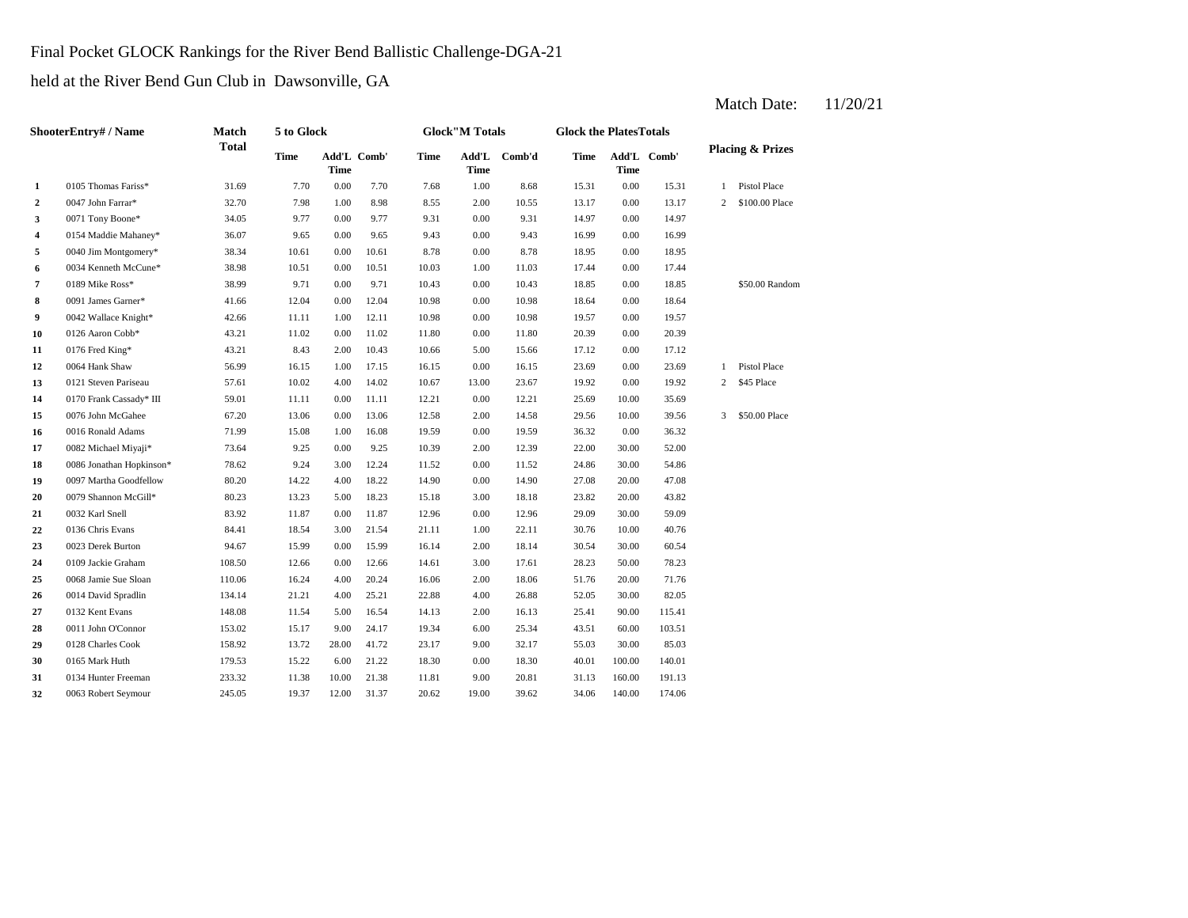Final Pocket GLOCK Rankings for the River Bend Ballistic Challenge-DGA-21

held at the River Bend Gun Club in Dawsonville, GA

Match Date: 11/20/21

| | ShooterEntry# / Name | Match Total | 5 to Glock | | | Glock"M Totals | | | Glock the PlatesTotals | | | Placing & Prizes | |
|---|---|---|---|---|---|---|---|---|---|---|---|---|---|
| | | | Time | Add'L Time | Comb' | Time | Add'L Time | Comb'd | Time | Add'L Time | Comb' | | |
| 1 | 0105 Thomas Fariss* | 31.69 | 7.70 | 0.00 | 7.70 | 7.68 | 1.00 | 8.68 | 15.31 | 0.00 | 15.31 | 1 | Pistol Place |
| 2 | 0047 John Farrar* | 32.70 | 7.98 | 1.00 | 8.98 | 8.55 | 2.00 | 10.55 | 13.17 | 0.00 | 13.17 | 2 | $100.00 Place |
| 3 | 0071 Tony Boone* | 34.05 | 9.77 | 0.00 | 9.77 | 9.31 | 0.00 | 9.31 | 14.97 | 0.00 | 14.97 | | |
| 4 | 0154 Maddie Mahaney* | 36.07 | 9.65 | 0.00 | 9.65 | 9.43 | 0.00 | 9.43 | 16.99 | 0.00 | 16.99 | | |
| 5 | 0040 Jim Montgomery* | 38.34 | 10.61 | 0.00 | 10.61 | 8.78 | 0.00 | 8.78 | 18.95 | 0.00 | 18.95 | | |
| 6 | 0034 Kenneth McCune* | 38.98 | 10.51 | 0.00 | 10.51 | 10.03 | 1.00 | 11.03 | 17.44 | 0.00 | 17.44 | | |
| 7 | 0189 Mike Ross* | 38.99 | 9.71 | 0.00 | 9.71 | 10.43 | 0.00 | 10.43 | 18.85 | 0.00 | 18.85 | | $50.00 Random |
| 8 | 0091 James Garner* | 41.66 | 12.04 | 0.00 | 12.04 | 10.98 | 0.00 | 10.98 | 18.64 | 0.00 | 18.64 | | |
| 9 | 0042 Wallace Knight* | 42.66 | 11.11 | 1.00 | 12.11 | 10.98 | 0.00 | 10.98 | 19.57 | 0.00 | 19.57 | | |
| 10 | 0126 Aaron Cobb* | 43.21 | 11.02 | 0.00 | 11.02 | 11.80 | 0.00 | 11.80 | 20.39 | 0.00 | 20.39 | | |
| 11 | 0176 Fred King* | 43.21 | 8.43 | 2.00 | 10.43 | 10.66 | 5.00 | 15.66 | 17.12 | 0.00 | 17.12 | | |
| 12 | 0064 Hank Shaw | 56.99 | 16.15 | 1.00 | 17.15 | 16.15 | 0.00 | 16.15 | 23.69 | 0.00 | 23.69 | 1 | Pistol Place |
| 13 | 0121 Steven Pariseau | 57.61 | 10.02 | 4.00 | 14.02 | 10.67 | 13.00 | 23.67 | 19.92 | 0.00 | 19.92 | 2 | $45 Place |
| 14 | 0170 Frank Cassady* III | 59.01 | 11.11 | 0.00 | 11.11 | 12.21 | 0.00 | 12.21 | 25.69 | 10.00 | 35.69 | | |
| 15 | 0076 John McGahee | 67.20 | 13.06 | 0.00 | 13.06 | 12.58 | 2.00 | 14.58 | 29.56 | 10.00 | 39.56 | 3 | $50.00 Place |
| 16 | 0016 Ronald Adams | 71.99 | 15.08 | 1.00 | 16.08 | 19.59 | 0.00 | 19.59 | 36.32 | 0.00 | 36.32 | | |
| 17 | 0082 Michael Miyaji* | 73.64 | 9.25 | 0.00 | 9.25 | 10.39 | 2.00 | 12.39 | 22.00 | 30.00 | 52.00 | | |
| 18 | 0086 Jonathan Hopkinson* | 78.62 | 9.24 | 3.00 | 12.24 | 11.52 | 0.00 | 11.52 | 24.86 | 30.00 | 54.86 | | |
| 19 | 0097 Martha Goodfellow | 80.20 | 14.22 | 4.00 | 18.22 | 14.90 | 0.00 | 14.90 | 27.08 | 20.00 | 47.08 | | |
| 20 | 0079 Shannon McGill* | 80.23 | 13.23 | 5.00 | 18.23 | 15.18 | 3.00 | 18.18 | 23.82 | 20.00 | 43.82 | | |
| 21 | 0032 Karl Snell | 83.92 | 11.87 | 0.00 | 11.87 | 12.96 | 0.00 | 12.96 | 29.09 | 30.00 | 59.09 | | |
| 22 | 0136 Chris Evans | 84.41 | 18.54 | 3.00 | 21.54 | 21.11 | 1.00 | 22.11 | 30.76 | 10.00 | 40.76 | | |
| 23 | 0023 Derek Burton | 94.67 | 15.99 | 0.00 | 15.99 | 16.14 | 2.00 | 18.14 | 30.54 | 30.00 | 60.54 | | |
| 24 | 0109 Jackie Graham | 108.50 | 12.66 | 0.00 | 12.66 | 14.61 | 3.00 | 17.61 | 28.23 | 50.00 | 78.23 | | |
| 25 | 0068 Jamie Sue Sloan | 110.06 | 16.24 | 4.00 | 20.24 | 16.06 | 2.00 | 18.06 | 51.76 | 20.00 | 71.76 | | |
| 26 | 0014 David Spradlin | 134.14 | 21.21 | 4.00 | 25.21 | 22.88 | 4.00 | 26.88 | 52.05 | 30.00 | 82.05 | | |
| 27 | 0132 Kent Evans | 148.08 | 11.54 | 5.00 | 16.54 | 14.13 | 2.00 | 16.13 | 25.41 | 90.00 | 115.41 | | |
| 28 | 0011 John O'Connor | 153.02 | 15.17 | 9.00 | 24.17 | 19.34 | 6.00 | 25.34 | 43.51 | 60.00 | 103.51 | | |
| 29 | 0128 Charles Cook | 158.92 | 13.72 | 28.00 | 41.72 | 23.17 | 9.00 | 32.17 | 55.03 | 30.00 | 85.03 | | |
| 30 | 0165 Mark Huth | 179.53 | 15.22 | 6.00 | 21.22 | 18.30 | 0.00 | 18.30 | 40.01 | 100.00 | 140.01 | | |
| 31 | 0134 Hunter Freeman | 233.32 | 11.38 | 10.00 | 21.38 | 11.81 | 9.00 | 20.81 | 31.13 | 160.00 | 191.13 | | |
| 32 | 0063 Robert Seymour | 245.05 | 19.37 | 12.00 | 31.37 | 20.62 | 19.00 | 39.62 | 34.06 | 140.00 | 174.06 | | |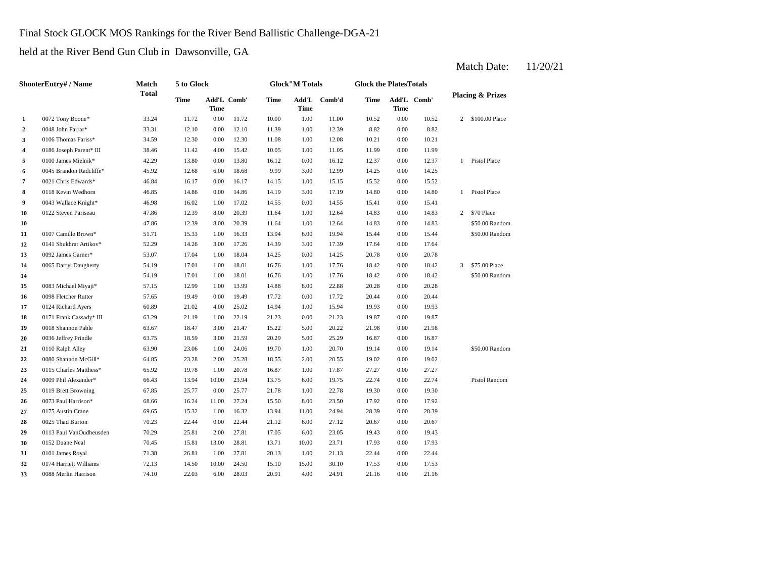Final Stock GLOCK MOS Rankings for the River Bend Ballistic Challenge-DGA-21

held at the River Bend Gun Club in Dawsonville, GA

Match Date: 11/20/21

| | ShooterEntry# / Name | Match Total | 5 to Glock | | | Glock"M Totals | | | Glock the PlatesTotals | | | Placing & Prizes | |
|---|---|---|---|---|---|---|---|---|---|---|---|---|---|
| | | | Time | Add'L Time | Comb' | Time | Add'L Time | Comb'd | Time | Add'L Time | Comb' | | |
| 1 | 0072 Tony Boone* | 33.24 | 11.72 | 0.00 | 11.72 | 10.00 | 1.00 | 11.00 | 10.52 | 0.00 | 10.52 | 2 | $100.00 Place |
| 2 | 0048 John Farrar* | 33.31 | 12.10 | 0.00 | 12.10 | 11.39 | 1.00 | 12.39 | 8.82 | 0.00 | 8.82 | | |
| 3 | 0106 Thomas Fariss* | 34.59 | 12.30 | 0.00 | 12.30 | 11.08 | 1.00 | 12.08 | 10.21 | 0.00 | 10.21 | | |
| 4 | 0186 Joseph Parent* III | 38.46 | 11.42 | 4.00 | 15.42 | 10.05 | 1.00 | 11.05 | 11.99 | 0.00 | 11.99 | | |
| 5 | 0100 James Mielnik* | 42.29 | 13.80 | 0.00 | 13.80 | 16.12 | 0.00 | 16.12 | 12.37 | 0.00 | 12.37 | 1 | Pistol Place |
| 6 | 0045 Brandon Radcliffe* | 45.92 | 12.68 | 6.00 | 18.68 | 9.99 | 3.00 | 12.99 | 14.25 | 0.00 | 14.25 | | |
| 7 | 0021 Chris Edwards* | 46.84 | 16.17 | 0.00 | 16.17 | 14.15 | 1.00 | 15.15 | 15.52 | 0.00 | 15.52 | | |
| 8 | 0118 Kevin Wedhorn | 46.85 | 14.86 | 0.00 | 14.86 | 14.19 | 3.00 | 17.19 | 14.80 | 0.00 | 14.80 | 1 | Pistol Place |
| 9 | 0043 Wallace Knight* | 46.98 | 16.02 | 1.00 | 17.02 | 14.55 | 0.00 | 14.55 | 15.41 | 0.00 | 15.41 | | |
| 10 | 0122 Steven Pariseau | 47.86 | 12.39 | 8.00 | 20.39 | 11.64 | 1.00 | 12.64 | 14.83 | 0.00 | 14.83 | 2 | $70 Place |
| 10 | | 47.86 | 12.39 | 8.00 | 20.39 | 11.64 | 1.00 | 12.64 | 14.83 | 0.00 | 14.83 | | $50.00 Random |
| 11 | 0107 Camille Brown* | 51.71 | 15.33 | 1.00 | 16.33 | 13.94 | 6.00 | 19.94 | 15.44 | 0.00 | 15.44 | | $50.00 Random |
| 12 | 0141 Shukhrat Artikov* | 52.29 | 14.26 | 3.00 | 17.26 | 14.39 | 3.00 | 17.39 | 17.64 | 0.00 | 17.64 | | |
| 13 | 0092 James Garner* | 53.07 | 17.04 | 1.00 | 18.04 | 14.25 | 0.00 | 14.25 | 20.78 | 0.00 | 20.78 | | |
| 14 | 0065 Darryl Daugherty | 54.19 | 17.01 | 1.00 | 18.01 | 16.76 | 1.00 | 17.76 | 18.42 | 0.00 | 18.42 | 3 | $75.00 Place |
| 14 | | 54.19 | 17.01 | 1.00 | 18.01 | 16.76 | 1.00 | 17.76 | 18.42 | 0.00 | 18.42 | | $50.00 Random |
| 15 | 0083 Michael Miyaji* | 57.15 | 12.99 | 1.00 | 13.99 | 14.88 | 8.00 | 22.88 | 20.28 | 0.00 | 20.28 | | |
| 16 | 0098 Fletcher Rutter | 57.65 | 19.49 | 0.00 | 19.49 | 17.72 | 0.00 | 17.72 | 20.44 | 0.00 | 20.44 | | |
| 17 | 0124 Richard Ayers | 60.89 | 21.02 | 4.00 | 25.02 | 14.94 | 1.00 | 15.94 | 19.93 | 0.00 | 19.93 | | |
| 18 | 0171 Frank Cassady* III | 63.29 | 21.19 | 1.00 | 22.19 | 21.23 | 0.00 | 21.23 | 19.87 | 0.00 | 19.87 | | |
| 19 | 0018 Shannon Pable | 63.67 | 18.47 | 3.00 | 21.47 | 15.22 | 5.00 | 20.22 | 21.98 | 0.00 | 21.98 | | |
| 20 | 0036 Jeffrey Prindle | 63.75 | 18.59 | 3.00 | 21.59 | 20.29 | 5.00 | 25.29 | 16.87 | 0.00 | 16.87 | | |
| 21 | 0110 Ralph Alley | 63.90 | 23.06 | 1.00 | 24.06 | 19.70 | 1.00 | 20.70 | 19.14 | 0.00 | 19.14 | | $50.00 Random |
| 22 | 0080 Shannon McGill* | 64.85 | 23.28 | 2.00 | 25.28 | 18.55 | 2.00 | 20.55 | 19.02 | 0.00 | 19.02 | | |
| 23 | 0115 Charles Matthess* | 65.92 | 19.78 | 1.00 | 20.78 | 16.87 | 1.00 | 17.87 | 27.27 | 0.00 | 27.27 | | |
| 24 | 0009 Phil Alexander* | 66.43 | 13.94 | 10.00 | 23.94 | 13.75 | 6.00 | 19.75 | 22.74 | 0.00 | 22.74 | | Pistol Random |
| 25 | 0119 Brett Browning | 67.85 | 25.77 | 0.00 | 25.77 | 21.78 | 1.00 | 22.78 | 19.30 | 0.00 | 19.30 | | |
| 26 | 0073 Paul Harrison* | 68.66 | 16.24 | 11.00 | 27.24 | 15.50 | 8.00 | 23.50 | 17.92 | 0.00 | 17.92 | | |
| 27 | 0175 Austin Crane | 69.65 | 15.32 | 1.00 | 16.32 | 13.94 | 11.00 | 24.94 | 28.39 | 0.00 | 28.39 | | |
| 28 | 0025 Thad Burton | 70.23 | 22.44 | 0.00 | 22.44 | 21.12 | 6.00 | 27.12 | 20.67 | 0.00 | 20.67 | | |
| 29 | 0113 Paul VanOudheusden | 70.29 | 25.81 | 2.00 | 27.81 | 17.05 | 6.00 | 23.05 | 19.43 | 0.00 | 19.43 | | |
| 30 | 0152 Duane Neal | 70.45 | 15.81 | 13.00 | 28.81 | 13.71 | 10.00 | 23.71 | 17.93 | 0.00 | 17.93 | | |
| 31 | 0101 James Royal | 71.38 | 26.81 | 1.00 | 27.81 | 20.13 | 1.00 | 21.13 | 22.44 | 0.00 | 22.44 | | |
| 32 | 0174 Harriett Williams | 72.13 | 14.50 | 10.00 | 24.50 | 15.10 | 15.00 | 30.10 | 17.53 | 0.00 | 17.53 | | |
| 33 | 0088 Merlin Harrison | 74.10 | 22.03 | 6.00 | 28.03 | 20.91 | 4.00 | 24.91 | 21.16 | 0.00 | 21.16 | | |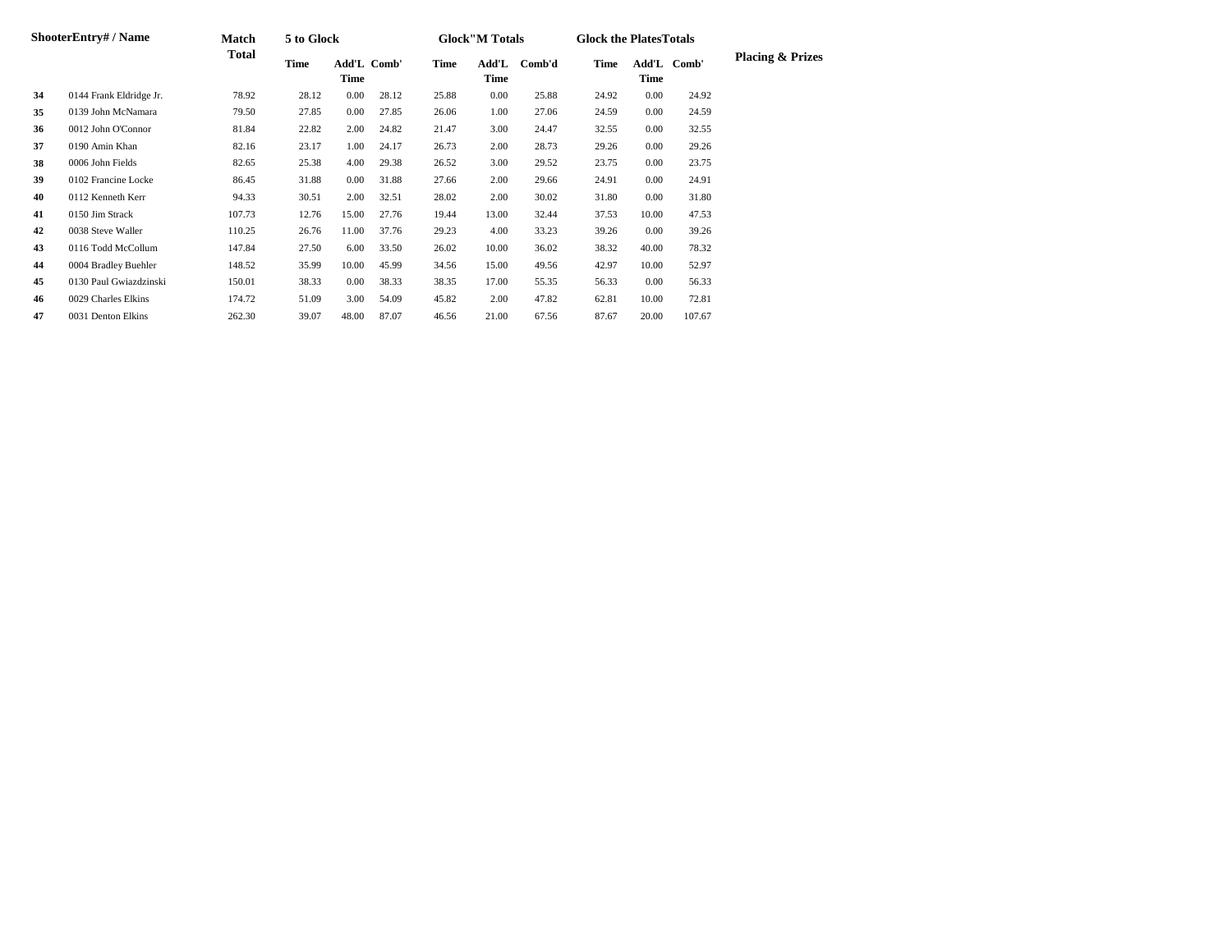| Shooter | Entry# / Name | Match Total | 5 to Glock | | | Glock"M Totals | | | Glock the Plates Totals | | | Placing & Prizes |
|---|---|---|---|---|---|---|---|---|---|---|---|---|
| | | | Time | Add'L Time | Comb' | Time | Add'L Time | Comb'd | Time | Add'L Time | Comb' | |
| 34 | 0144 Frank Eldridge Jr. | 78.92 | 28.12 | 0.00 | 28.12 | 25.88 | 0.00 | 25.88 | 24.92 | 0.00 | 24.92 | |
| 35 | 0139 John McNamara | 79.50 | 27.85 | 0.00 | 27.85 | 26.06 | 1.00 | 27.06 | 24.59 | 0.00 | 24.59 | |
| 36 | 0012 John O'Connor | 81.84 | 22.82 | 2.00 | 24.82 | 21.47 | 3.00 | 24.47 | 32.55 | 0.00 | 32.55 | |
| 37 | 0190 Amin Khan | 82.16 | 23.17 | 1.00 | 24.17 | 26.73 | 2.00 | 28.73 | 29.26 | 0.00 | 29.26 | |
| 38 | 0006 John Fields | 82.65 | 25.38 | 4.00 | 29.38 | 26.52 | 3.00 | 29.52 | 23.75 | 0.00 | 23.75 | |
| 39 | 0102 Francine Locke | 86.45 | 31.88 | 0.00 | 31.88 | 27.66 | 2.00 | 29.66 | 24.91 | 0.00 | 24.91 | |
| 40 | 0112 Kenneth Kerr | 94.33 | 30.51 | 2.00 | 32.51 | 28.02 | 2.00 | 30.02 | 31.80 | 0.00 | 31.80 | |
| 41 | 0150 Jim Strack | 107.73 | 12.76 | 15.00 | 27.76 | 19.44 | 13.00 | 32.44 | 37.53 | 10.00 | 47.53 | |
| 42 | 0038 Steve Waller | 110.25 | 26.76 | 11.00 | 37.76 | 29.23 | 4.00 | 33.23 | 39.26 | 0.00 | 39.26 | |
| 43 | 0116 Todd McCollum | 147.84 | 27.50 | 6.00 | 33.50 | 26.02 | 10.00 | 36.02 | 38.32 | 40.00 | 78.32 | |
| 44 | 0004 Bradley Buehler | 148.52 | 35.99 | 10.00 | 45.99 | 34.56 | 15.00 | 49.56 | 42.97 | 10.00 | 52.97 | |
| 45 | 0130 Paul Gwiazdzinski | 150.01 | 38.33 | 0.00 | 38.33 | 38.35 | 17.00 | 55.35 | 56.33 | 0.00 | 56.33 | |
| 46 | 0029 Charles Elkins | 174.72 | 51.09 | 3.00 | 54.09 | 45.82 | 2.00 | 47.82 | 62.81 | 10.00 | 72.81 | |
| 47 | 0031 Denton Elkins | 262.30 | 39.07 | 48.00 | 87.07 | 46.56 | 21.00 | 67.56 | 87.67 | 20.00 | 107.67 | |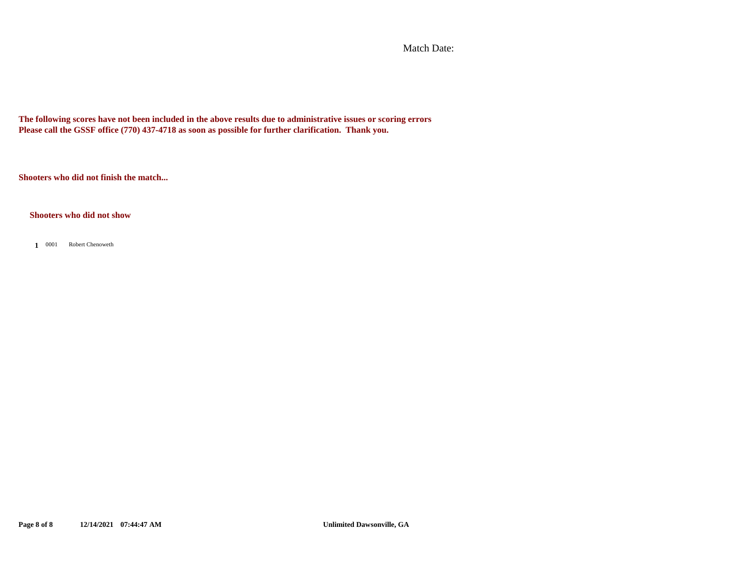Match Date:

**The following scores have not been included in the above results due to administrative issues or scoring errors**
**Please call the GSSF office (770) 437-4718 as soon as possible for further clarification. Thank you.**

**Shooters who did not finish the match...**

**Shooters who did not show**

| | | |
|---|---|---|
| **1** | 0001 | Robert Chenoweth |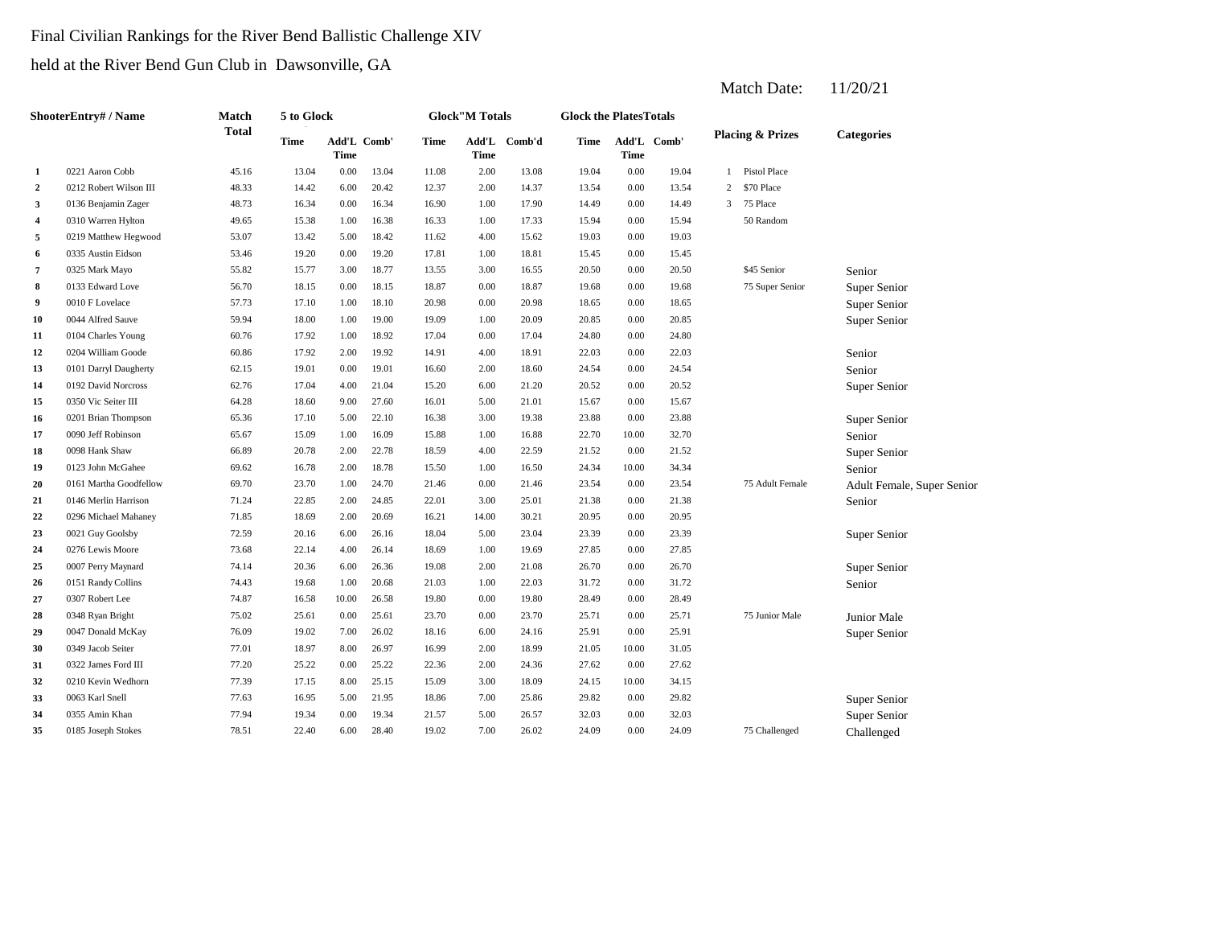Final Civilian Rankings for the River Bend Ballistic Challenge XIV

held at the River Bend Gun Club in Dawsonville, GA

Match Date: 11/20/21

| Shooter | Entry# / Name | Match Total | 5 to Glock | | | Glock"M Totals | | | Glock the Plates Totals | | | Placing & Prizes | | Categories |
|---|---|---|---|---|---|---|---|---|---|---|---|---|---|---|
| | | | Time | Add'L Time | Comb' | Time | Add'L Time | Comb'd | Time | Add'L Time | Comb' | | | |
| 1 | 0221 Aaron Cobb | 45.16 | 13.04 | 0.00 | 13.04 | 11.08 | 2.00 | 13.08 | 19.04 | 0.00 | 19.04 | 1 | Pistol Place | |
| 2 | 0212 Robert Wilson III | 48.33 | 14.42 | 6.00 | 20.42 | 12.37 | 2.00 | 14.37 | 13.54 | 0.00 | 13.54 | 2 | $70 Place | |
| 3 | 0136 Benjamin Zager | 48.73 | 16.34 | 0.00 | 16.34 | 16.90 | 1.00 | 17.90 | 14.49 | 0.00 | 14.49 | 3 | 75 Place | |
| 4 | 0310 Warren Hylton | 49.65 | 15.38 | 1.00 | 16.38 | 16.33 | 1.00 | 17.33 | 15.94 | 0.00 | 15.94 | | 50 Random | |
| 5 | 0219 Matthew Hegwood | 53.07 | 13.42 | 5.00 | 18.42 | 11.62 | 4.00 | 15.62 | 19.03 | 0.00 | 19.03 | | | |
| 6 | 0335 Austin Eidson | 53.46 | 19.20 | 0.00 | 19.20 | 17.81 | 1.00 | 18.81 | 15.45 | 0.00 | 15.45 | | | |
| 7 | 0325 Mark Mayo | 55.82 | 15.77 | 3.00 | 18.77 | 13.55 | 3.00 | 16.55 | 20.50 | 0.00 | 20.50 | | $45 Senior | Senior |
| 8 | 0133 Edward Love | 56.70 | 18.15 | 0.00 | 18.15 | 18.87 | 0.00 | 18.87 | 19.68 | 0.00 | 19.68 | | 75 Super Senior | Super Senior |
| 9 | 0010 F Lovelace | 57.73 | 17.10 | 1.00 | 18.10 | 20.98 | 0.00 | 20.98 | 18.65 | 0.00 | 18.65 | | | Super Senior |
| 10 | 0044 Alfred Sauve | 59.94 | 18.00 | 1.00 | 19.00 | 19.09 | 1.00 | 20.09 | 20.85 | 0.00 | 20.85 | | | Super Senior |
| 11 | 0104 Charles Young | 60.76 | 17.92 | 1.00 | 18.92 | 17.04 | 0.00 | 17.04 | 24.80 | 0.00 | 24.80 | | | |
| 12 | 0204 William Goode | 60.86 | 17.92 | 2.00 | 19.92 | 14.91 | 4.00 | 18.91 | 22.03 | 0.00 | 22.03 | | | Senior |
| 13 | 0101 Darryl Daugherty | 62.15 | 19.01 | 0.00 | 19.01 | 16.60 | 2.00 | 18.60 | 24.54 | 0.00 | 24.54 | | | Senior |
| 14 | 0192 David Norcross | 62.76 | 17.04 | 4.00 | 21.04 | 15.20 | 6.00 | 21.20 | 20.52 | 0.00 | 20.52 | | | Super Senior |
| 15 | 0350 Vic Seiter III | 64.28 | 18.60 | 9.00 | 27.60 | 16.01 | 5.00 | 21.01 | 15.67 | 0.00 | 15.67 | | | |
| 16 | 0201 Brian Thompson | 65.36 | 17.10 | 5.00 | 22.10 | 16.38 | 3.00 | 19.38 | 23.88 | 0.00 | 23.88 | | | Super Senior |
| 17 | 0090 Jeff Robinson | 65.67 | 15.09 | 1.00 | 16.09 | 15.88 | 1.00 | 16.88 | 22.70 | 10.00 | 32.70 | | | Senior |
| 18 | 0098 Hank Shaw | 66.89 | 20.78 | 2.00 | 22.78 | 18.59 | 4.00 | 22.59 | 21.52 | 0.00 | 21.52 | | | Super Senior |
| 19 | 0123 John McGahee | 69.62 | 16.78 | 2.00 | 18.78 | 15.50 | 1.00 | 16.50 | 24.34 | 10.00 | 34.34 | | | Senior |
| 20 | 0161 Martha Goodfellow | 69.70 | 23.70 | 1.00 | 24.70 | 21.46 | 0.00 | 21.46 | 23.54 | 0.00 | 23.54 | | 75 Adult Female | Adult Female, Super Senior |
| 21 | 0146 Merlin Harrison | 71.24 | 22.85 | 2.00 | 24.85 | 22.01 | 3.00 | 25.01 | 21.38 | 0.00 | 21.38 | | | Senior |
| 22 | 0296 Michael Mahaney | 71.85 | 18.69 | 2.00 | 20.69 | 16.21 | 14.00 | 30.21 | 20.95 | 0.00 | 20.95 | | | |
| 23 | 0021 Guy Goolsby | 72.59 | 20.16 | 6.00 | 26.16 | 18.04 | 5.00 | 23.04 | 23.39 | 0.00 | 23.39 | | | Super Senior |
| 24 | 0276 Lewis Moore | 73.68 | 22.14 | 4.00 | 26.14 | 18.69 | 1.00 | 19.69 | 27.85 | 0.00 | 27.85 | | | |
| 25 | 0007 Perry Maynard | 74.14 | 20.36 | 6.00 | 26.36 | 19.08 | 2.00 | 21.08 | 26.70 | 0.00 | 26.70 | | | Super Senior |
| 26 | 0151 Randy Collins | 74.43 | 19.68 | 1.00 | 20.68 | 21.03 | 1.00 | 22.03 | 31.72 | 0.00 | 31.72 | | | Senior |
| 27 | 0307 Robert Lee | 74.87 | 16.58 | 10.00 | 26.58 | 19.80 | 0.00 | 19.80 | 28.49 | 0.00 | 28.49 | | | |
| 28 | 0348 Ryan Bright | 75.02 | 25.61 | 0.00 | 25.61 | 23.70 | 0.00 | 23.70 | 25.71 | 0.00 | 25.71 | | 75 Junior Male | Junior Male |
| 29 | 0047 Donald McKay | 76.09 | 19.02 | 7.00 | 26.02 | 18.16 | 6.00 | 24.16 | 25.91 | 0.00 | 25.91 | | | Super Senior |
| 30 | 0349 Jacob Seiter | 77.01 | 18.97 | 8.00 | 26.97 | 16.99 | 2.00 | 18.99 | 21.05 | 10.00 | 31.05 | | | |
| 31 | 0322 James Ford III | 77.20 | 25.22 | 0.00 | 25.22 | 22.36 | 2.00 | 24.36 | 27.62 | 0.00 | 27.62 | | | |
| 32 | 0210 Kevin Wedhorn | 77.39 | 17.15 | 8.00 | 25.15 | 15.09 | 3.00 | 18.09 | 24.15 | 10.00 | 34.15 | | | |
| 33 | 0063 Karl Snell | 77.63 | 16.95 | 5.00 | 21.95 | 18.86 | 7.00 | 25.86 | 29.82 | 0.00 | 29.82 | | | Super Senior |
| 34 | 0355 Amin Khan | 77.94 | 19.34 | 0.00 | 19.34 | 21.57 | 5.00 | 26.57 | 32.03 | 0.00 | 32.03 | | | Super Senior |
| 35 | 0185 Joseph Stokes | 78.51 | 22.40 | 6.00 | 28.40 | 19.02 | 7.00 | 26.02 | 24.09 | 0.00 | 24.09 | | 75 Challenged | Challenged |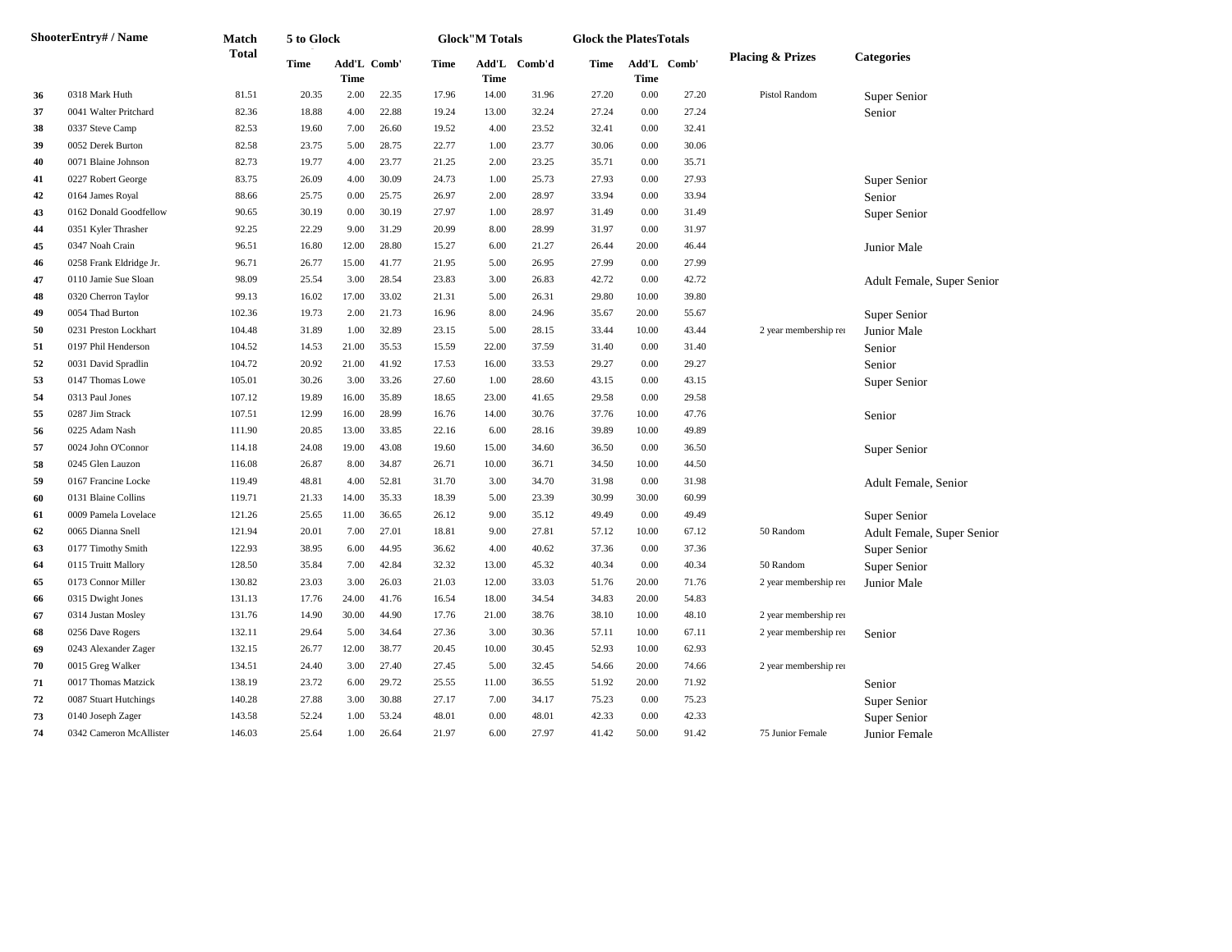| | ShooterEntry# / Name | Match Total | 5 to Glock | | | Glock"M Totals | | | Glock the PlatesTotals | | | Placing & Prizes | Categories |
|---|---|---|---|---|---|---|---|---|---|---|---|---|---|
| | | | Time | Add'L Time | Comb' | Time | Add'L Time | Comb'd | Time | Add'L Time | Comb' | | |
| 36 | 0318 Mark Huth | 81.51 | 20.35 | 2.00 | 22.35 | 17.96 | 14.00 | 31.96 | 27.20 | 0.00 | 27.20 | Pistol Random | Super Senior |
| 37 | 0041 Walter Pritchard | 82.36 | 18.88 | 4.00 | 22.88 | 19.24 | 13.00 | 32.24 | 27.24 | 0.00 | 27.24 | | Senior |
| 38 | 0337 Steve Camp | 82.53 | 19.60 | 7.00 | 26.60 | 19.52 | 4.00 | 23.52 | 32.41 | 0.00 | 32.41 | | |
| 39 | 0052 Derek Burton | 82.58 | 23.75 | 5.00 | 28.75 | 22.77 | 1.00 | 23.77 | 30.06 | 0.00 | 30.06 | | |
| 40 | 0071 Blaine Johnson | 82.73 | 19.77 | 4.00 | 23.77 | 21.25 | 2.00 | 23.25 | 35.71 | 0.00 | 35.71 | | |
| 41 | 0227 Robert George | 83.75 | 26.09 | 4.00 | 30.09 | 24.73 | 1.00 | 25.73 | 27.93 | 0.00 | 27.93 | | Super Senior |
| 42 | 0164 James Royal | 88.66 | 25.75 | 0.00 | 25.75 | 26.97 | 2.00 | 28.97 | 33.94 | 0.00 | 33.94 | | Senior |
| 43 | 0162 Donald Goodfellow | 90.65 | 30.19 | 0.00 | 30.19 | 27.97 | 1.00 | 28.97 | 31.49 | 0.00 | 31.49 | | Super Senior |
| 44 | 0351 Kyler Thrasher | 92.25 | 22.29 | 9.00 | 31.29 | 20.99 | 8.00 | 28.99 | 31.97 | 0.00 | 31.97 | | |
| 45 | 0347 Noah Crain | 96.51 | 16.80 | 12.00 | 28.80 | 15.27 | 6.00 | 21.27 | 26.44 | 20.00 | 46.44 | | Junior Male |
| 46 | 0258 Frank Eldridge Jr. | 96.71 | 26.77 | 15.00 | 41.77 | 21.95 | 5.00 | 26.95 | 27.99 | 0.00 | 27.99 | | |
| 47 | 0110 Jamie Sue Sloan | 98.09 | 25.54 | 3.00 | 28.54 | 23.83 | 3.00 | 26.83 | 42.72 | 0.00 | 42.72 | | Adult Female, Super Senior |
| 48 | 0320 Cherron Taylor | 99.13 | 16.02 | 17.00 | 33.02 | 21.31 | 5.00 | 26.31 | 29.80 | 10.00 | 39.80 | | |
| 49 | 0054 Thad Burton | 102.36 | 19.73 | 2.00 | 21.73 | 16.96 | 8.00 | 24.96 | 35.67 | 20.00 | 55.67 | | Super Senior |
| 50 | 0231 Preston Lockhart | 104.48 | 31.89 | 1.00 | 32.89 | 23.15 | 5.00 | 28.15 | 33.44 | 10.00 | 43.44 | 2 year membership re | Junior Male |
| 51 | 0197 Phil Henderson | 104.52 | 14.53 | 21.00 | 35.53 | 15.59 | 22.00 | 37.59 | 31.40 | 0.00 | 31.40 | | Senior |
| 52 | 0031 David Spradlin | 104.72 | 20.92 | 21.00 | 41.92 | 17.53 | 16.00 | 33.53 | 29.27 | 0.00 | 29.27 | | Senior |
| 53 | 0147 Thomas Lowe | 105.01 | 30.26 | 3.00 | 33.26 | 27.60 | 1.00 | 28.60 | 43.15 | 0.00 | 43.15 | | Super Senior |
| 54 | 0313 Paul Jones | 107.12 | 19.89 | 16.00 | 35.89 | 18.65 | 23.00 | 41.65 | 29.58 | 0.00 | 29.58 | | |
| 55 | 0287 Jim Strack | 107.51 | 12.99 | 16.00 | 28.99 | 16.76 | 14.00 | 30.76 | 37.76 | 10.00 | 47.76 | | Senior |
| 56 | 0225 Adam Nash | 111.90 | 20.85 | 13.00 | 33.85 | 22.16 | 6.00 | 28.16 | 39.89 | 10.00 | 49.89 | | |
| 57 | 0024 John O'Connor | 114.18 | 24.08 | 19.00 | 43.08 | 19.60 | 15.00 | 34.60 | 36.50 | 0.00 | 36.50 | | Super Senior |
| 58 | 0245 Glen Lauzon | 116.08 | 26.87 | 8.00 | 34.87 | 26.71 | 10.00 | 36.71 | 34.50 | 10.00 | 44.50 | | |
| 59 | 0167 Francine Locke | 119.49 | 48.81 | 4.00 | 52.81 | 31.70 | 3.00 | 34.70 | 31.98 | 0.00 | 31.98 | | Adult Female, Senior |
| 60 | 0131 Blaine Collins | 119.71 | 21.33 | 14.00 | 35.33 | 18.39 | 5.00 | 23.39 | 30.99 | 30.00 | 60.99 | | |
| 61 | 0009 Pamela Lovelace | 121.26 | 25.65 | 11.00 | 36.65 | 26.12 | 9.00 | 35.12 | 49.49 | 0.00 | 49.49 | | Super Senior |
| 62 | 0065 Dianna Snell | 121.94 | 20.01 | 7.00 | 27.01 | 18.81 | 9.00 | 27.81 | 57.12 | 10.00 | 67.12 | 50 Random | Adult Female, Super Senior |
| 63 | 0177 Timothy Smith | 122.93 | 38.95 | 6.00 | 44.95 | 36.62 | 4.00 | 40.62 | 37.36 | 0.00 | 37.36 | | Super Senior |
| 64 | 0115 Truitt Mallory | 128.50 | 35.84 | 7.00 | 42.84 | 32.32 | 13.00 | 45.32 | 40.34 | 0.00 | 40.34 | 50 Random | Super Senior |
| 65 | 0173 Connor Miller | 130.82 | 23.03 | 3.00 | 26.03 | 21.03 | 12.00 | 33.03 | 51.76 | 20.00 | 71.76 | 2 year membership re | Junior Male |
| 66 | 0315 Dwight Jones | 131.13 | 17.76 | 24.00 | 41.76 | 16.54 | 18.00 | 34.54 | 34.83 | 20.00 | 54.83 | | |
| 67 | 0314 Justan Mosley | 131.76 | 14.90 | 30.00 | 44.90 | 17.76 | 21.00 | 38.76 | 38.10 | 10.00 | 48.10 | 2 year membership re | |
| 68 | 0256 Dave Rogers | 132.11 | 29.64 | 5.00 | 34.64 | 27.36 | 3.00 | 30.36 | 57.11 | 10.00 | 67.11 | 2 year membership re | Senior |
| 69 | 0243 Alexander Zager | 132.15 | 26.77 | 12.00 | 38.77 | 20.45 | 10.00 | 30.45 | 52.93 | 10.00 | 62.93 | | |
| 70 | 0015 Greg Walker | 134.51 | 24.40 | 3.00 | 27.40 | 27.45 | 5.00 | 32.45 | 54.66 | 20.00 | 74.66 | 2 year membership re | |
| 71 | 0017 Thomas Matzick | 138.19 | 23.72 | 6.00 | 29.72 | 25.55 | 11.00 | 36.55 | 51.92 | 20.00 | 71.92 | | Senior |
| 72 | 0087 Stuart Hutchings | 140.28 | 27.88 | 3.00 | 30.88 | 27.17 | 7.00 | 34.17 | 75.23 | 0.00 | 75.23 | | Super Senior |
| 73 | 0140 Joseph Zager | 143.58 | 52.24 | 1.00 | 53.24 | 48.01 | 0.00 | 48.01 | 42.33 | 0.00 | 42.33 | | Super Senior |
| 74 | 0342 Cameron McAllister | 146.03 | 25.64 | 1.00 | 26.64 | 21.97 | 6.00 | 27.97 | 41.42 | 50.00 | 91.42 | 75 Junior Female | Junior Female |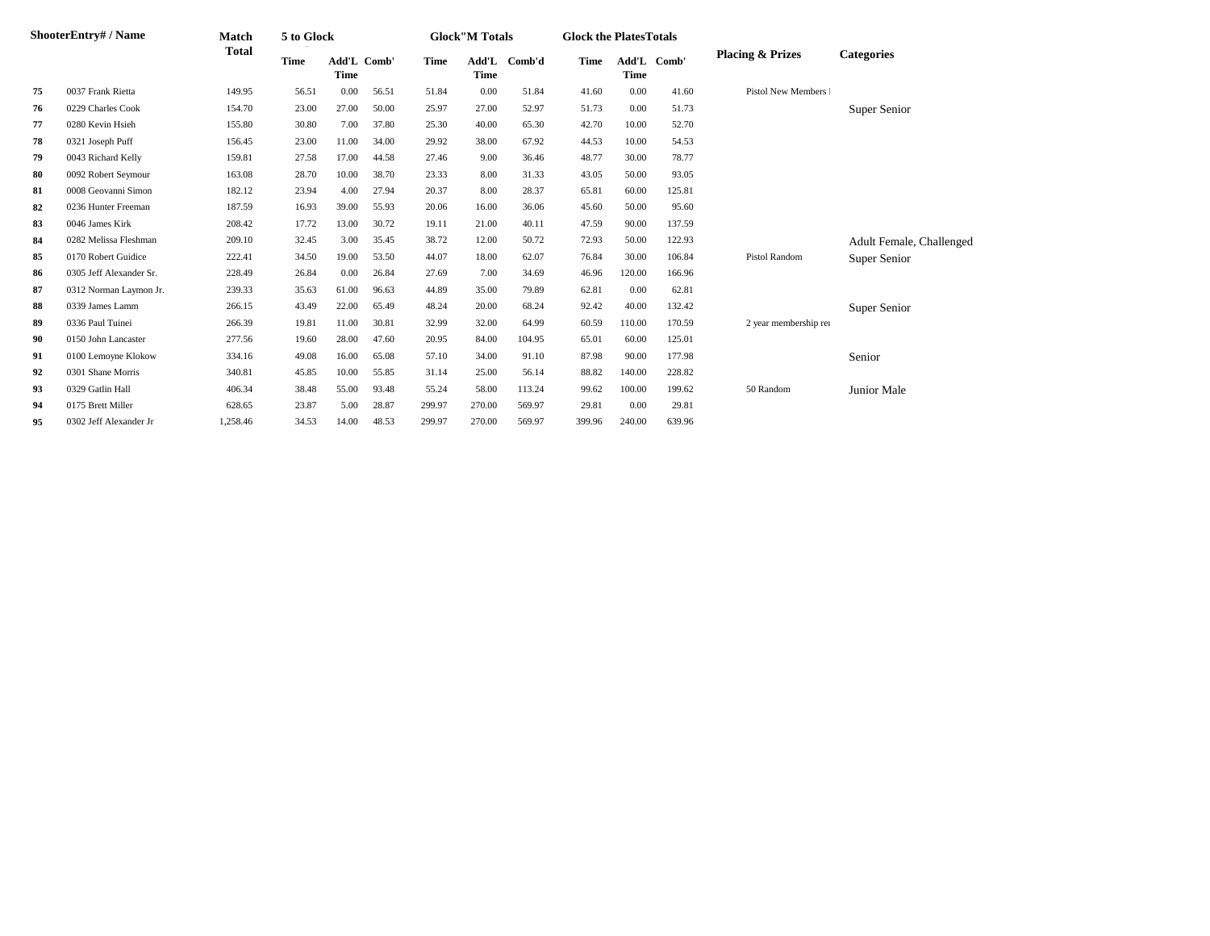| Shooter | Entry# / Name | Match Total | 5 to Glock | | | Glock"M Totals | | | Glock the Plates Totals | | | Placing & Prizes | Categories |
|---|---|---|---|---|---|---|---|---|---|---|---|---|---|
| | | | Time | Add'L Time | Comb' | Time | Add'L Time | Comb'd | Time | Add'L Time | Comb' | | |
| 75 | 0037 Frank Rietta | 149.95 | 56.51 | 0.00 | 56.51 | 51.84 | 0.00 | 51.84 | 41.60 | 0.00 | 41.60 | Pistol New Members I | |
| 76 | 0229 Charles Cook | 154.70 | 23.00 | 27.00 | 50.00 | 25.97 | 27.00 | 52.97 | 51.73 | 0.00 | 51.73 | | Super Senior |
| 77 | 0280 Kevin Hsieh | 155.80 | 30.80 | 7.00 | 37.80 | 25.30 | 40.00 | 65.30 | 42.70 | 10.00 | 52.70 | | |
| 78 | 0321 Joseph Puff | 156.45 | 23.00 | 11.00 | 34.00 | 29.92 | 38.00 | 67.92 | 44.53 | 10.00 | 54.53 | | |
| 79 | 0043 Richard Kelly | 159.81 | 27.58 | 17.00 | 44.58 | 27.46 | 9.00 | 36.46 | 48.77 | 30.00 | 78.77 | | |
| 80 | 0092 Robert Seymour | 163.08 | 28.70 | 10.00 | 38.70 | 23.33 | 8.00 | 31.33 | 43.05 | 50.00 | 93.05 | | |
| 81 | 0008 Geovanni Simon | 182.12 | 23.94 | 4.00 | 27.94 | 20.37 | 8.00 | 28.37 | 65.81 | 60.00 | 125.81 | | |
| 82 | 0236 Hunter Freeman | 187.59 | 16.93 | 39.00 | 55.93 | 20.06 | 16.00 | 36.06 | 45.60 | 50.00 | 95.60 | | |
| 83 | 0046 James Kirk | 208.42 | 17.72 | 13.00 | 30.72 | 19.11 | 21.00 | 40.11 | 47.59 | 90.00 | 137.59 | | |
| 84 | 0282 Melissa Fleshman | 209.10 | 32.45 | 3.00 | 35.45 | 38.72 | 12.00 | 50.72 | 72.93 | 50.00 | 122.93 | | Adult Female, Challenged |
| 85 | 0170 Robert Guidice | 222.41 | 34.50 | 19.00 | 53.50 | 44.07 | 18.00 | 62.07 | 76.84 | 30.00 | 106.84 | Pistol Random | Super Senior |
| 86 | 0305 Jeff Alexander Sr. | 228.49 | 26.84 | 0.00 | 26.84 | 27.69 | 7.00 | 34.69 | 46.96 | 120.00 | 166.96 | | |
| 87 | 0312 Norman Laymon Jr. | 239.33 | 35.63 | 61.00 | 96.63 | 44.89 | 35.00 | 79.89 | 62.81 | 0.00 | 62.81 | | |
| 88 | 0339 James Lamm | 266.15 | 43.49 | 22.00 | 65.49 | 48.24 | 20.00 | 68.24 | 92.42 | 40.00 | 132.42 | | Super Senior |
| 89 | 0336 Paul Tuinei | 266.39 | 19.81 | 11.00 | 30.81 | 32.99 | 32.00 | 64.99 | 60.59 | 110.00 | 170.59 | 2 year membership rei | |
| 90 | 0150 John Lancaster | 277.56 | 19.60 | 28.00 | 47.60 | 20.95 | 84.00 | 104.95 | 65.01 | 60.00 | 125.01 | | |
| 91 | 0100 Lemoyne Klokow | 334.16 | 49.08 | 16.00 | 65.08 | 57.10 | 34.00 | 91.10 | 87.98 | 90.00 | 177.98 | | Senior |
| 92 | 0301 Shane Morris | 340.81 | 45.85 | 10.00 | 55.85 | 31.14 | 25.00 | 56.14 | 88.82 | 140.00 | 228.82 | | |
| 93 | 0329 Gatlin Hall | 406.34 | 38.48 | 55.00 | 93.48 | 55.24 | 58.00 | 113.24 | 99.62 | 100.00 | 199.62 | 50 Random | Junior Male |
| 94 | 0175 Brett Miller | 628.65 | 23.87 | 5.00 | 28.87 | 299.97 | 270.00 | 569.97 | 29.81 | 0.00 | 29.81 | | |
| 95 | 0302 Jeff Alexander Jr | 1,258.46 | 34.53 | 14.00 | 48.53 | 299.97 | 270.00 | 569.97 | 399.96 | 240.00 | 639.96 | | |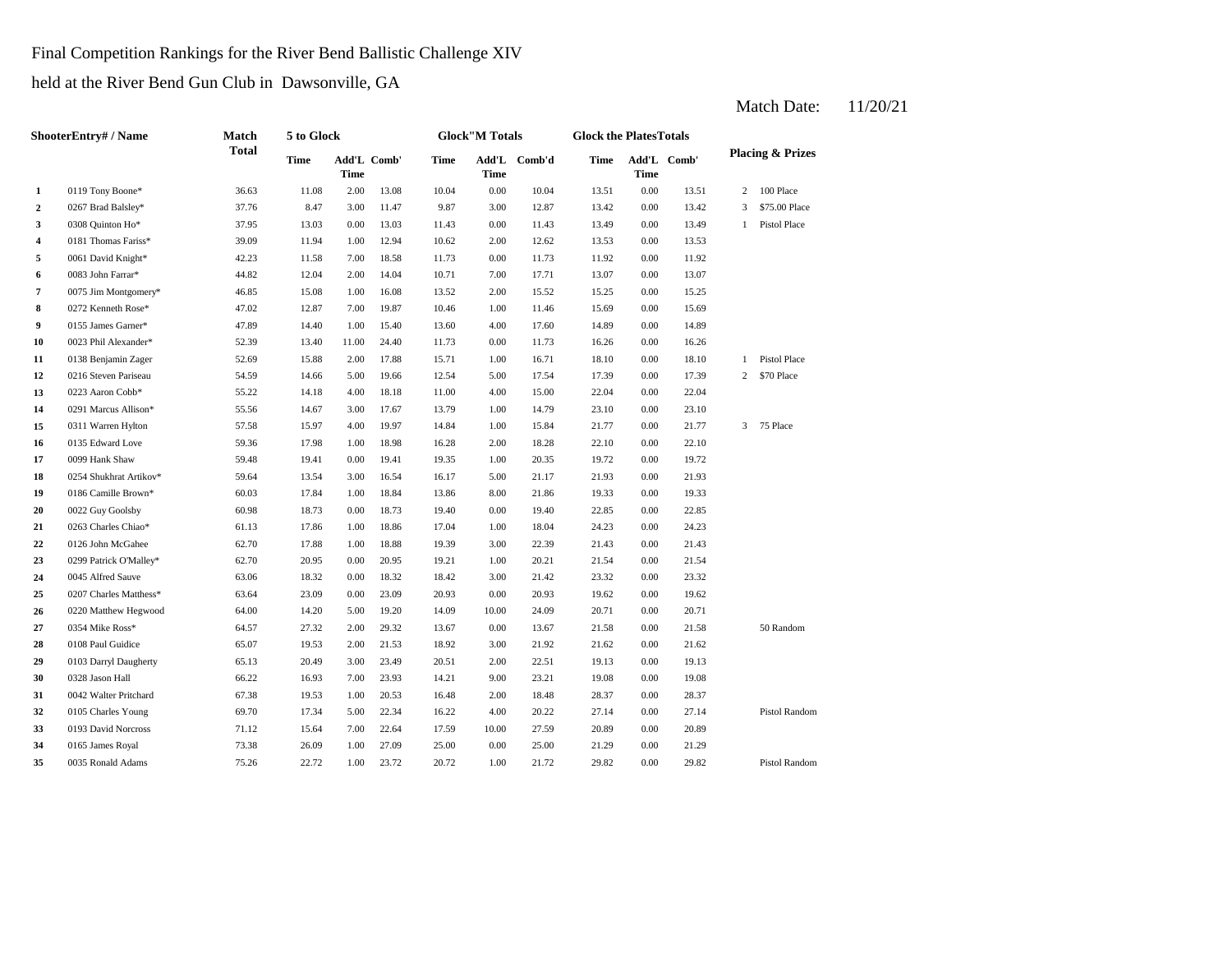Final Competition Rankings for the River Bend Ballistic Challenge XIV

held at the River Bend Gun Club in Dawsonville, GA

Match Date: 11/20/21

| | ShooterEntry# / Name | Match Total | 5 to Glock | | | Glock"M Totals | | | Glock the PlatesTotals | | | Placing & Prizes | |
|---|---|---|---|---|---|---|---|---|---|---|---|---|---|
| | | | Time | Add'L Time | Comb' | Time | Add'L Time | Comb'd | Time | Add'L Time | Comb' | | |
| 1 | 0119 Tony Boone* | 36.63 | 11.08 | 2.00 | 13.08 | 10.04 | 0.00 | 10.04 | 13.51 | 0.00 | 13.51 | 2 | 100 Place |
| 2 | 0267 Brad Balsley* | 37.76 | 8.47 | 3.00 | 11.47 | 9.87 | 3.00 | 12.87 | 13.42 | 0.00 | 13.42 | 3 | $75.00 Place |
| 3 | 0308 Quinton Ho* | 37.95 | 13.03 | 0.00 | 13.03 | 11.43 | 0.00 | 11.43 | 13.49 | 0.00 | 13.49 | 1 | Pistol Place |
| 4 | 0181 Thomas Fariss* | 39.09 | 11.94 | 1.00 | 12.94 | 10.62 | 2.00 | 12.62 | 13.53 | 0.00 | 13.53 | | |
| 5 | 0061 David Knight* | 42.23 | 11.58 | 7.00 | 18.58 | 11.73 | 0.00 | 11.73 | 11.92 | 0.00 | 11.92 | | |
| 6 | 0083 John Farrar* | 44.82 | 12.04 | 2.00 | 14.04 | 10.71 | 7.00 | 17.71 | 13.07 | 0.00 | 13.07 | | |
| 7 | 0075 Jim Montgomery* | 46.85 | 15.08 | 1.00 | 16.08 | 13.52 | 2.00 | 15.52 | 15.25 | 0.00 | 15.25 | | |
| 8 | 0272 Kenneth Rose* | 47.02 | 12.87 | 7.00 | 19.87 | 10.46 | 1.00 | 11.46 | 15.69 | 0.00 | 15.69 | | |
| 9 | 0155 James Garner* | 47.89 | 14.40 | 1.00 | 15.40 | 13.60 | 4.00 | 17.60 | 14.89 | 0.00 | 14.89 | | |
| 10 | 0023 Phil Alexander* | 52.39 | 13.40 | 11.00 | 24.40 | 11.73 | 0.00 | 11.73 | 16.26 | 0.00 | 16.26 | | |
| 11 | 0138 Benjamin Zager | 52.69 | 15.88 | 2.00 | 17.88 | 15.71 | 1.00 | 16.71 | 18.10 | 0.00 | 18.10 | 1 | Pistol Place |
| 12 | 0216 Steven Pariseau | 54.59 | 14.66 | 5.00 | 19.66 | 12.54 | 5.00 | 17.54 | 17.39 | 0.00 | 17.39 | 2 | $70 Place |
| 13 | 0223 Aaron Cobb* | 55.22 | 14.18 | 4.00 | 18.18 | 11.00 | 4.00 | 15.00 | 22.04 | 0.00 | 22.04 | | |
| 14 | 0291 Marcus Allison* | 55.56 | 14.67 | 3.00 | 17.67 | 13.79 | 1.00 | 14.79 | 23.10 | 0.00 | 23.10 | | |
| 15 | 0311 Warren Hylton | 57.58 | 15.97 | 4.00 | 19.97 | 14.84 | 1.00 | 15.84 | 21.77 | 0.00 | 21.77 | 3 | 75 Place |
| 16 | 0135 Edward Love | 59.36 | 17.98 | 1.00 | 18.98 | 16.28 | 2.00 | 18.28 | 22.10 | 0.00 | 22.10 | | |
| 17 | 0099 Hank Shaw | 59.48 | 19.41 | 0.00 | 19.41 | 19.35 | 1.00 | 20.35 | 19.72 | 0.00 | 19.72 | | |
| 18 | 0254 Shukhrat Artikov* | 59.64 | 13.54 | 3.00 | 16.54 | 16.17 | 5.00 | 21.17 | 21.93 | 0.00 | 21.93 | | |
| 19 | 0186 Camille Brown* | 60.03 | 17.84 | 1.00 | 18.84 | 13.86 | 8.00 | 21.86 | 19.33 | 0.00 | 19.33 | | |
| 20 | 0022 Guy Goolsby | 60.98 | 18.73 | 0.00 | 18.73 | 19.40 | 0.00 | 19.40 | 22.85 | 0.00 | 22.85 | | |
| 21 | 0263 Charles Chiao* | 61.13 | 17.86 | 1.00 | 18.86 | 17.04 | 1.00 | 18.04 | 24.23 | 0.00 | 24.23 | | |
| 22 | 0126 John McGahee | 62.70 | 17.88 | 1.00 | 18.88 | 19.39 | 3.00 | 22.39 | 21.43 | 0.00 | 21.43 | | |
| 23 | 0299 Patrick O'Malley* | 62.70 | 20.95 | 0.00 | 20.95 | 19.21 | 1.00 | 20.21 | 21.54 | 0.00 | 21.54 | | |
| 24 | 0045 Alfred Sauve | 63.06 | 18.32 | 0.00 | 18.32 | 18.42 | 3.00 | 21.42 | 23.32 | 0.00 | 23.32 | | |
| 25 | 0207 Charles Matthess* | 63.64 | 23.09 | 0.00 | 23.09 | 20.93 | 0.00 | 20.93 | 19.62 | 0.00 | 19.62 | | |
| 26 | 0220 Matthew Hegwood | 64.00 | 14.20 | 5.00 | 19.20 | 14.09 | 10.00 | 24.09 | 20.71 | 0.00 | 20.71 | | |
| 27 | 0354 Mike Ross* | 64.57 | 27.32 | 2.00 | 29.32 | 13.67 | 0.00 | 13.67 | 21.58 | 0.00 | 21.58 | | 50 Random |
| 28 | 0108 Paul Guidice | 65.07 | 19.53 | 2.00 | 21.53 | 18.92 | 3.00 | 21.92 | 21.62 | 0.00 | 21.62 | | |
| 29 | 0103 Darryl Daugherty | 65.13 | 20.49 | 3.00 | 23.49 | 20.51 | 2.00 | 22.51 | 19.13 | 0.00 | 19.13 | | |
| 30 | 0328 Jason Hall | 66.22 | 16.93 | 7.00 | 23.93 | 14.21 | 9.00 | 23.21 | 19.08 | 0.00 | 19.08 | | |
| 31 | 0042 Walter Pritchard | 67.38 | 19.53 | 1.00 | 20.53 | 16.48 | 2.00 | 18.48 | 28.37 | 0.00 | 28.37 | | |
| 32 | 0105 Charles Young | 69.70 | 17.34 | 5.00 | 22.34 | 16.22 | 4.00 | 20.22 | 27.14 | 0.00 | 27.14 | | Pistol Random |
| 33 | 0193 David Norcross | 71.12 | 15.64 | 7.00 | 22.64 | 17.59 | 10.00 | 27.59 | 20.89 | 0.00 | 20.89 | | |
| 34 | 0165 James Royal | 73.38 | 26.09 | 1.00 | 27.09 | 25.00 | 0.00 | 25.00 | 21.29 | 0.00 | 21.29 | | |
| 35 | 0035 Ronald Adams | 75.26 | 22.72 | 1.00 | 23.72 | 20.72 | 1.00 | 21.72 | 29.82 | 0.00 | 29.82 | | Pistol Random |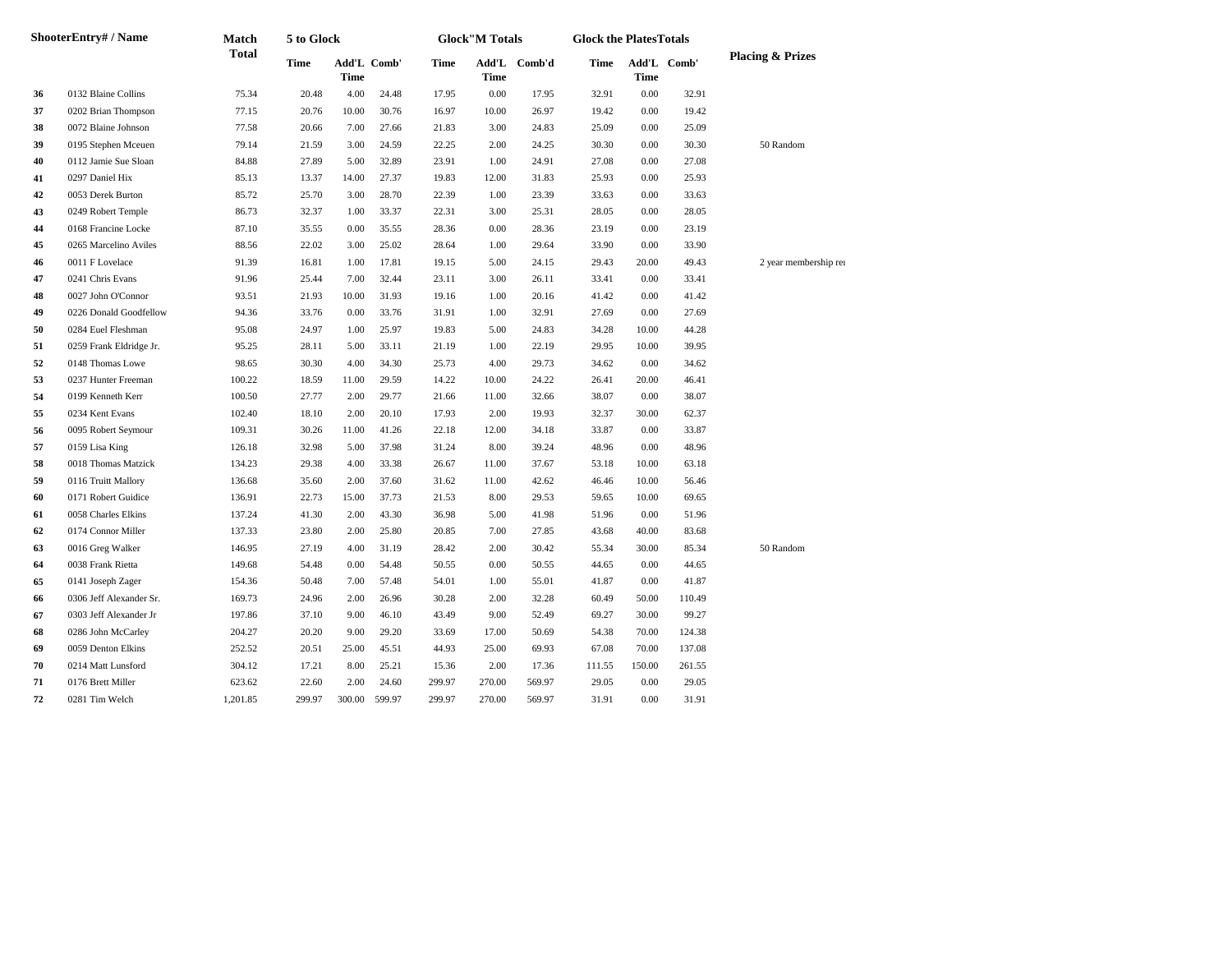| ShooterEntry# / Name | | Match Total | 5 to Glock | | | Glock"M Totals | | | Glock the PlatesTotals | | | Placing & Prizes |
|---|---|---|---|---|---|---|---|---|---|---|---|---|
| | | | Time | Add'L Time | Comb' | Time | Add'L Time | Comb'd | Time | Add'L Time | Comb' | |
| 36 | 0132 Blaine Collins | 75.34 | 20.48 | 4.00 | 24.48 | 17.95 | 0.00 | 17.95 | 32.91 | 0.00 | 32.91 | |
| 37 | 0202 Brian Thompson | 77.15 | 20.76 | 10.00 | 30.76 | 16.97 | 10.00 | 26.97 | 19.42 | 0.00 | 19.42 | |
| 38 | 0072 Blaine Johnson | 77.58 | 20.66 | 7.00 | 27.66 | 21.83 | 3.00 | 24.83 | 25.09 | 0.00 | 25.09 | |
| 39 | 0195 Stephen Mceuen | 79.14 | 21.59 | 3.00 | 24.59 | 22.25 | 2.00 | 24.25 | 30.30 | 0.00 | 30.30 | 50 Random |
| 40 | 0112 Jamie Sue Sloan | 84.88 | 27.89 | 5.00 | 32.89 | 23.91 | 1.00 | 24.91 | 27.08 | 0.00 | 27.08 | |
| 41 | 0297 Daniel Hix | 85.13 | 13.37 | 14.00 | 27.37 | 19.83 | 12.00 | 31.83 | 25.93 | 0.00 | 25.93 | |
| 42 | 0053 Derek Burton | 85.72 | 25.70 | 3.00 | 28.70 | 22.39 | 1.00 | 23.39 | 33.63 | 0.00 | 33.63 | |
| 43 | 0249 Robert Temple | 86.73 | 32.37 | 1.00 | 33.37 | 22.31 | 3.00 | 25.31 | 28.05 | 0.00 | 28.05 | |
| 44 | 0168 Francine Locke | 87.10 | 35.55 | 0.00 | 35.55 | 28.36 | 0.00 | 28.36 | 23.19 | 0.00 | 23.19 | |
| 45 | 0265 Marcelino Aviles | 88.56 | 22.02 | 3.00 | 25.02 | 28.64 | 1.00 | 29.64 | 33.90 | 0.00 | 33.90 | |
| 46 | 0011 F Lovelace | 91.39 | 16.81 | 1.00 | 17.81 | 19.15 | 5.00 | 24.15 | 29.43 | 20.00 | 49.43 | 2 year membership rei |
| 47 | 0241 Chris Evans | 91.96 | 25.44 | 7.00 | 32.44 | 23.11 | 3.00 | 26.11 | 33.41 | 0.00 | 33.41 | |
| 48 | 0027 John O'Connor | 93.51 | 21.93 | 10.00 | 31.93 | 19.16 | 1.00 | 20.16 | 41.42 | 0.00 | 41.42 | |
| 49 | 0226 Donald Goodfellow | 94.36 | 33.76 | 0.00 | 33.76 | 31.91 | 1.00 | 32.91 | 27.69 | 0.00 | 27.69 | |
| 50 | 0284 Euel Fleshman | 95.08 | 24.97 | 1.00 | 25.97 | 19.83 | 5.00 | 24.83 | 34.28 | 10.00 | 44.28 | |
| 51 | 0259 Frank Eldridge Jr. | 95.25 | 28.11 | 5.00 | 33.11 | 21.19 | 1.00 | 22.19 | 29.95 | 10.00 | 39.95 | |
| 52 | 0148 Thomas Lowe | 98.65 | 30.30 | 4.00 | 34.30 | 25.73 | 4.00 | 29.73 | 34.62 | 0.00 | 34.62 | |
| 53 | 0237 Hunter Freeman | 100.22 | 18.59 | 11.00 | 29.59 | 14.22 | 10.00 | 24.22 | 26.41 | 20.00 | 46.41 | |
| 54 | 0199 Kenneth Kerr | 100.50 | 27.77 | 2.00 | 29.77 | 21.66 | 11.00 | 32.66 | 38.07 | 0.00 | 38.07 | |
| 55 | 0234 Kent Evans | 102.40 | 18.10 | 2.00 | 20.10 | 17.93 | 2.00 | 19.93 | 32.37 | 30.00 | 62.37 | |
| 56 | 0095 Robert Seymour | 109.31 | 30.26 | 11.00 | 41.26 | 22.18 | 12.00 | 34.18 | 33.87 | 0.00 | 33.87 | |
| 57 | 0159 Lisa King | 126.18 | 32.98 | 5.00 | 37.98 | 31.24 | 8.00 | 39.24 | 48.96 | 0.00 | 48.96 | |
| 58 | 0018 Thomas Matzick | 134.23 | 29.38 | 4.00 | 33.38 | 26.67 | 11.00 | 37.67 | 53.18 | 10.00 | 63.18 | |
| 59 | 0116 Truitt Mallory | 136.68 | 35.60 | 2.00 | 37.60 | 31.62 | 11.00 | 42.62 | 46.46 | 10.00 | 56.46 | |
| 60 | 0171 Robert Guidice | 136.91 | 22.73 | 15.00 | 37.73 | 21.53 | 8.00 | 29.53 | 59.65 | 10.00 | 69.65 | |
| 61 | 0058 Charles Elkins | 137.24 | 41.30 | 2.00 | 43.30 | 36.98 | 5.00 | 41.98 | 51.96 | 0.00 | 51.96 | |
| 62 | 0174 Connor Miller | 137.33 | 23.80 | 2.00 | 25.80 | 20.85 | 7.00 | 27.85 | 43.68 | 40.00 | 83.68 | |
| 63 | 0016 Greg Walker | 146.95 | 27.19 | 4.00 | 31.19 | 28.42 | 2.00 | 30.42 | 55.34 | 30.00 | 85.34 | 50 Random |
| 64 | 0038 Frank Rietta | 149.68 | 54.48 | 0.00 | 54.48 | 50.55 | 0.00 | 50.55 | 44.65 | 0.00 | 44.65 | |
| 65 | 0141 Joseph Zager | 154.36 | 50.48 | 7.00 | 57.48 | 54.01 | 1.00 | 55.01 | 41.87 | 0.00 | 41.87 | |
| 66 | 0306 Jeff Alexander Sr. | 169.73 | 24.96 | 2.00 | 26.96 | 30.28 | 2.00 | 32.28 | 60.49 | 50.00 | 110.49 | |
| 67 | 0303 Jeff Alexander Jr | 197.86 | 37.10 | 9.00 | 46.10 | 43.49 | 9.00 | 52.49 | 69.27 | 30.00 | 99.27 | |
| 68 | 0286 John McCarley | 204.27 | 20.20 | 9.00 | 29.20 | 33.69 | 17.00 | 50.69 | 54.38 | 70.00 | 124.38 | |
| 69 | 0059 Denton Elkins | 252.52 | 20.51 | 25.00 | 45.51 | 44.93 | 25.00 | 69.93 | 67.08 | 70.00 | 137.08 | |
| 70 | 0214 Matt Lunsford | 304.12 | 17.21 | 8.00 | 25.21 | 15.36 | 2.00 | 17.36 | 111.55 | 150.00 | 261.55 | |
| 71 | 0176 Brett Miller | 623.62 | 22.60 | 2.00 | 24.60 | 299.97 | 270.00 | 569.97 | 29.05 | 0.00 | 29.05 | |
| 72 | 0281 Tim Welch | 1,201.85 | 299.97 | 300.00 | 599.97 | 299.97 | 270.00 | 569.97 | 31.91 | 0.00 | 31.91 | |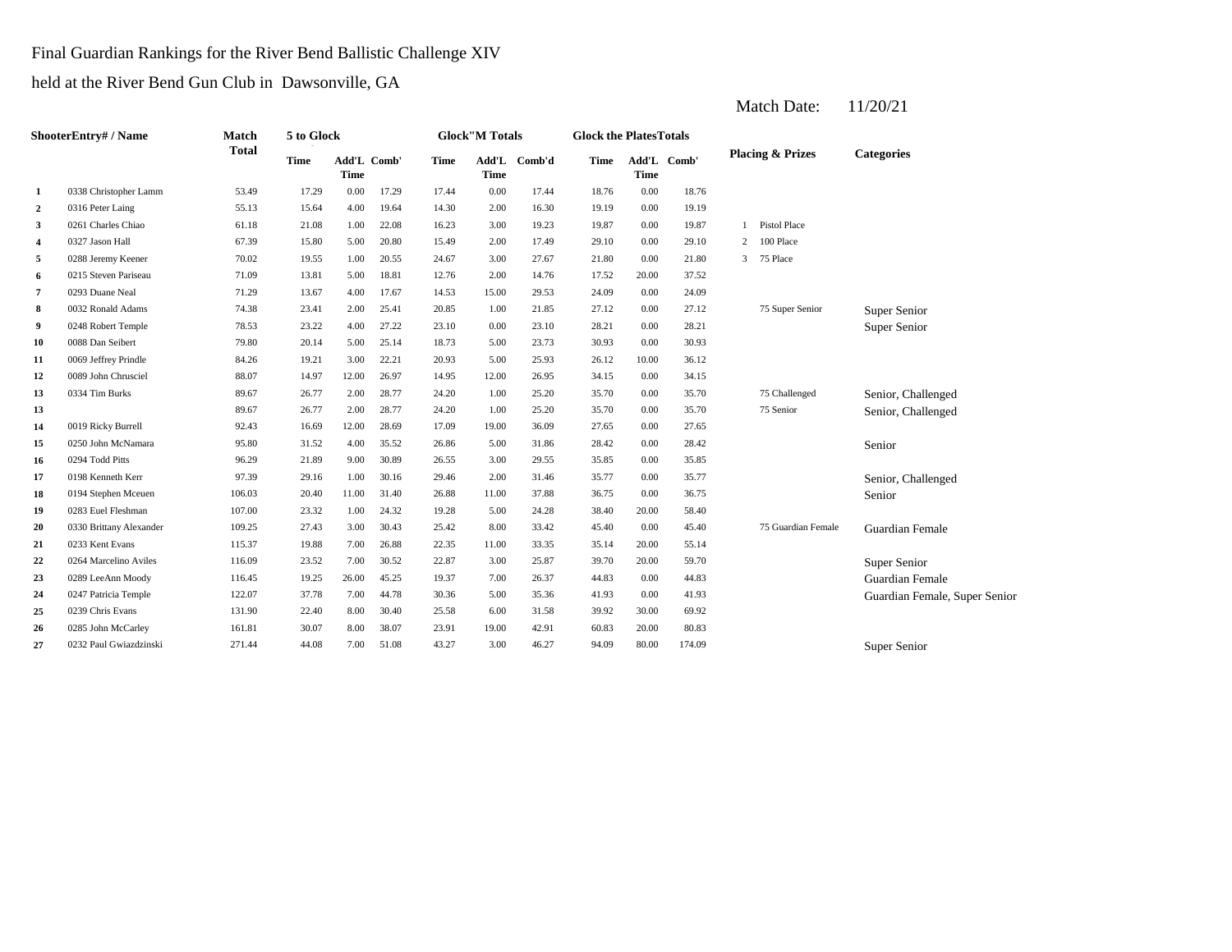Final Guardian Rankings for the River Bend Ballistic Challenge XIV

held at the River Bend Gun Club in Dawsonville, GA

Match Date: 11/20/21

| | ShooterEntry# / Name | Match Total | 5 to Glock | | | Glock"M Totals | | | Glock the PlatesTotals | | | Placing & Prizes | | Categories |
|---|---|---|---|---|---|---|---|---|---|---|---|---|---|---|
| | | | Time | Add'L Time | Comb' | Time | Add'L Time | Comb'd | Time | Add'L Time | Comb' | | | |
| 1 | 0338 Christopher Lamm | 53.49 | 17.29 | 0.00 | 17.29 | 17.44 | 0.00 | 17.44 | 18.76 | 0.00 | 18.76 | | | |
| 2 | 0316 Peter Laing | 55.13 | 15.64 | 4.00 | 19.64 | 14.30 | 2.00 | 16.30 | 19.19 | 0.00 | 19.19 | | | |
| 3 | 0261 Charles Chiao | 61.18 | 21.08 | 1.00 | 22.08 | 16.23 | 3.00 | 19.23 | 19.87 | 0.00 | 19.87 | 1 | Pistol Place | |
| 4 | 0327 Jason Hall | 67.39 | 15.80 | 5.00 | 20.80 | 15.49 | 2.00 | 17.49 | 29.10 | 0.00 | 29.10 | 2 | 100 Place | |
| 5 | 0288 Jeremy Keener | 70.02 | 19.55 | 1.00 | 20.55 | 24.67 | 3.00 | 27.67 | 21.80 | 0.00 | 21.80 | 3 | 75 Place | |
| 6 | 0215 Steven Pariseau | 71.09 | 13.81 | 5.00 | 18.81 | 12.76 | 2.00 | 14.76 | 17.52 | 20.00 | 37.52 | | | |
| 7 | 0293 Duane Neal | 71.29 | 13.67 | 4.00 | 17.67 | 14.53 | 15.00 | 29.53 | 24.09 | 0.00 | 24.09 | | | |
| 8 | 0032 Ronald Adams | 74.38 | 23.41 | 2.00 | 25.41 | 20.85 | 1.00 | 21.85 | 27.12 | 0.00 | 27.12 | | 75 Super Senior | Super Senior |
| 9 | 0248 Robert Temple | 78.53 | 23.22 | 4.00 | 27.22 | 23.10 | 0.00 | 23.10 | 28.21 | 0.00 | 28.21 | | | Super Senior |
| 10 | 0088 Dan Seibert | 79.80 | 20.14 | 5.00 | 25.14 | 18.73 | 5.00 | 23.73 | 30.93 | 0.00 | 30.93 | | | |
| 11 | 0069 Jeffrey Prindle | 84.26 | 19.21 | 3.00 | 22.21 | 20.93 | 5.00 | 25.93 | 26.12 | 10.00 | 36.12 | | | |
| 12 | 0089 John Chrusciel | 88.07 | 14.97 | 12.00 | 26.97 | 14.95 | 12.00 | 26.95 | 34.15 | 0.00 | 34.15 | | | |
| 13 | 0334 Tim Burks | 89.67 | 26.77 | 2.00 | 28.77 | 24.20 | 1.00 | 25.20 | 35.70 | 0.00 | 35.70 | | 75 Challenged | Senior, Challenged |
| 13 | | 89.67 | 26.77 | 2.00 | 28.77 | 24.20 | 1.00 | 25.20 | 35.70 | 0.00 | 35.70 | | 75 Senior | Senior, Challenged |
| 14 | 0019 Ricky Burrell | 92.43 | 16.69 | 12.00 | 28.69 | 17.09 | 19.00 | 36.09 | 27.65 | 0.00 | 27.65 | | | |
| 15 | 0250 John McNamara | 95.80 | 31.52 | 4.00 | 35.52 | 26.86 | 5.00 | 31.86 | 28.42 | 0.00 | 28.42 | | | Senior |
| 16 | 0294 Todd Pitts | 96.29 | 21.89 | 9.00 | 30.89 | 26.55 | 3.00 | 29.55 | 35.85 | 0.00 | 35.85 | | | |
| 17 | 0198 Kenneth Kerr | 97.39 | 29.16 | 1.00 | 30.16 | 29.46 | 2.00 | 31.46 | 35.77 | 0.00 | 35.77 | | | Senior, Challenged |
| 18 | 0194 Stephen Mceuen | 106.03 | 20.40 | 11.00 | 31.40 | 26.88 | 11.00 | 37.88 | 36.75 | 0.00 | 36.75 | | | Senior |
| 19 | 0283 Euel Fleshman | 107.00 | 23.32 | 1.00 | 24.32 | 19.28 | 5.00 | 24.28 | 38.40 | 20.00 | 58.40 | | | |
| 20 | 0330 Brittany Alexander | 109.25 | 27.43 | 3.00 | 30.43 | 25.42 | 8.00 | 33.42 | 45.40 | 0.00 | 45.40 | | 75 Guardian Female | Guardian Female |
| 21 | 0233 Kent Evans | 115.37 | 19.88 | 7.00 | 26.88 | 22.35 | 11.00 | 33.35 | 35.14 | 20.00 | 55.14 | | | |
| 22 | 0264 Marcelino Aviles | 116.09 | 23.52 | 7.00 | 30.52 | 22.87 | 3.00 | 25.87 | 39.70 | 20.00 | 59.70 | | | Super Senior |
| 23 | 0289 LeeAnn Moody | 116.45 | 19.25 | 26.00 | 45.25 | 19.37 | 7.00 | 26.37 | 44.83 | 0.00 | 44.83 | | | Guardian Female |
| 24 | 0247 Patricia Temple | 122.07 | 37.78 | 7.00 | 44.78 | 30.36 | 5.00 | 35.36 | 41.93 | 0.00 | 41.93 | | | Guardian Female, Super Senior |
| 25 | 0239 Chris Evans | 131.90 | 22.40 | 8.00 | 30.40 | 25.58 | 6.00 | 31.58 | 39.92 | 30.00 | 69.92 | | | |
| 26 | 0285 John McCarley | 161.81 | 30.07 | 8.00 | 38.07 | 23.91 | 19.00 | 42.91 | 60.83 | 20.00 | 80.83 | | | |
| 27 | 0232 Paul Gwiazdzinski | 271.44 | 44.08 | 7.00 | 51.08 | 43.27 | 3.00 | 46.27 | 94.09 | 80.00 | 174.09 | | | Super Senior |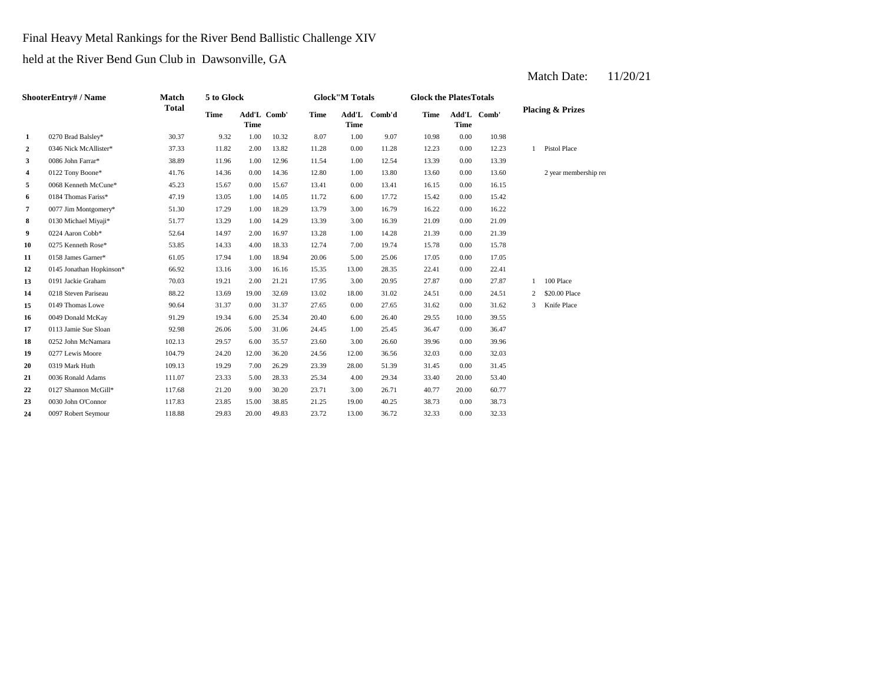Final Heavy Metal Rankings for the River Bend Ballistic Challenge XIV

held at the River Bend Gun Club in Dawsonville, GA

Match Date: 11/20/21

| | ShooterEntry# / Name | Match Total | 5 to Glock Time | Add'L Time | Comb' | Glock"M Totals Time | Add'L Time | Comb'd | Glock the PlatesTotals Time | Add'L Time | Comb' | Placing & Prizes | |
|---|---|---|---|---|---|---|---|---|---|---|---|---|---|
| 1 | 0270 Brad Balsley* | 30.37 | 9.32 | 1.00 | 10.32 | 8.07 | 1.00 | 9.07 | 10.98 | 0.00 | 10.98 | | |
| 2 | 0346 Nick McAllister* | 37.33 | 11.82 | 2.00 | 13.82 | 11.28 | 0.00 | 11.28 | 12.23 | 0.00 | 12.23 | 1 | Pistol Place |
| 3 | 0086 John Farrar* | 38.89 | 11.96 | 1.00 | 12.96 | 11.54 | 1.00 | 12.54 | 13.39 | 0.00 | 13.39 | | |
| 4 | 0122 Tony Boone* | 41.76 | 14.36 | 0.00 | 14.36 | 12.80 | 1.00 | 13.80 | 13.60 | 0.00 | 13.60 | | 2 year membership re |
| 5 | 0068 Kenneth McCune* | 45.23 | 15.67 | 0.00 | 15.67 | 13.41 | 0.00 | 13.41 | 16.15 | 0.00 | 16.15 | | |
| 6 | 0184 Thomas Fariss* | 47.19 | 13.05 | 1.00 | 14.05 | 11.72 | 6.00 | 17.72 | 15.42 | 0.00 | 15.42 | | |
| 7 | 0077 Jim Montgomery* | 51.30 | 17.29 | 1.00 | 18.29 | 13.79 | 3.00 | 16.79 | 16.22 | 0.00 | 16.22 | | |
| 8 | 0130 Michael Miyaji* | 51.77 | 13.29 | 1.00 | 14.29 | 13.39 | 3.00 | 16.39 | 21.09 | 0.00 | 21.09 | | |
| 9 | 0224 Aaron Cobb* | 52.64 | 14.97 | 2.00 | 16.97 | 13.28 | 1.00 | 14.28 | 21.39 | 0.00 | 21.39 | | |
| 10 | 0275 Kenneth Rose* | 53.85 | 14.33 | 4.00 | 18.33 | 12.74 | 7.00 | 19.74 | 15.78 | 0.00 | 15.78 | | |
| 11 | 0158 James Garner* | 61.05 | 17.94 | 1.00 | 18.94 | 20.06 | 5.00 | 25.06 | 17.05 | 0.00 | 17.05 | | |
| 12 | 0145 Jonathan Hopkinson* | 66.92 | 13.16 | 3.00 | 16.16 | 15.35 | 13.00 | 28.35 | 22.41 | 0.00 | 22.41 | | |
| 13 | 0191 Jackie Graham | 70.03 | 19.21 | 2.00 | 21.21 | 17.95 | 3.00 | 20.95 | 27.87 | 0.00 | 27.87 | 1 | 100 Place |
| 14 | 0218 Steven Pariseau | 88.22 | 13.69 | 19.00 | 32.69 | 13.02 | 18.00 | 31.02 | 24.51 | 0.00 | 24.51 | 2 | $20.00 Place |
| 15 | 0149 Thomas Lowe | 90.64 | 31.37 | 0.00 | 31.37 | 27.65 | 0.00 | 27.65 | 31.62 | 0.00 | 31.62 | 3 | Knife Place |
| 16 | 0049 Donald McKay | 91.29 | 19.34 | 6.00 | 25.34 | 20.40 | 6.00 | 26.40 | 29.55 | 10.00 | 39.55 | | |
| 17 | 0113 Jamie Sue Sloan | 92.98 | 26.06 | 5.00 | 31.06 | 24.45 | 1.00 | 25.45 | 36.47 | 0.00 | 36.47 | | |
| 18 | 0252 John McNamara | 102.13 | 29.57 | 6.00 | 35.57 | 23.60 | 3.00 | 26.60 | 39.96 | 0.00 | 39.96 | | |
| 19 | 0277 Lewis Moore | 104.79 | 24.20 | 12.00 | 36.20 | 24.56 | 12.00 | 36.56 | 32.03 | 0.00 | 32.03 | | |
| 20 | 0319 Mark Huth | 109.13 | 19.29 | 7.00 | 26.29 | 23.39 | 28.00 | 51.39 | 31.45 | 0.00 | 31.45 | | |
| 21 | 0036 Ronald Adams | 111.07 | 23.33 | 5.00 | 28.33 | 25.34 | 4.00 | 29.34 | 33.40 | 20.00 | 53.40 | | |
| 22 | 0127 Shannon McGill* | 117.68 | 21.20 | 9.00 | 30.20 | 23.71 | 3.00 | 26.71 | 40.77 | 20.00 | 60.77 | | |
| 23 | 0030 John O'Connor | 117.83 | 23.85 | 15.00 | 38.85 | 21.25 | 19.00 | 40.25 | 38.73 | 0.00 | 38.73 | | |
| 24 | 0097 Robert Seymour | 118.88 | 29.83 | 20.00 | 49.83 | 23.72 | 13.00 | 36.72 | 32.33 | 0.00 | 32.33 | | |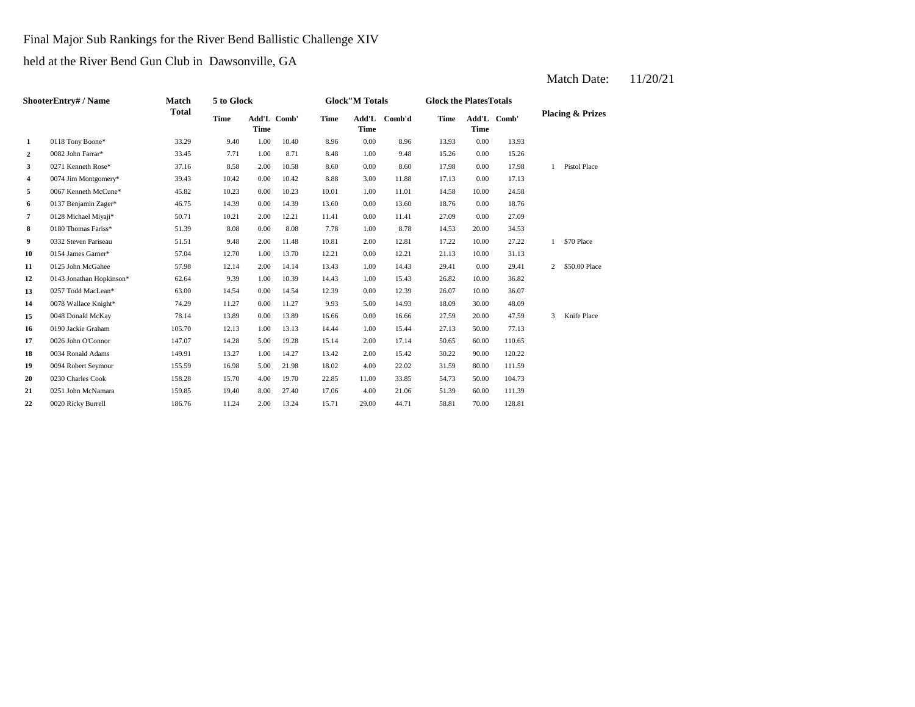Final Major Sub Rankings for the River Bend Ballistic Challenge XIV

held at the River Bend Gun Club in Dawsonville, GA

Match Date: 11/20/21

| | ShooterEntry# / Name | Match Total | 5 to Glock | | | Glock"M Totals | | | Glock the PlatesTotals | | | Placing & Prizes | |
|---|---|---|---|---|---|---|---|---|---|---|---|---|---|
| | | | Time | Add'L Time | Comb' | Time | Add'L Time | Comb'd | Time | Add'L Time | Comb' | | |
| 1 | 0118 Tony Boone* | 33.29 | 9.40 | 1.00 | 10.40 | 8.96 | 0.00 | 8.96 | 13.93 | 0.00 | 13.93 | | |
| 2 | 0082 John Farrar* | 33.45 | 7.71 | 1.00 | 8.71 | 8.48 | 1.00 | 9.48 | 15.26 | 0.00 | 15.26 | | |
| 3 | 0271 Kenneth Rose* | 37.16 | 8.58 | 2.00 | 10.58 | 8.60 | 0.00 | 8.60 | 17.98 | 0.00 | 17.98 | 1 | Pistol Place |
| 4 | 0074 Jim Montgomery* | 39.43 | 10.42 | 0.00 | 10.42 | 8.88 | 3.00 | 11.88 | 17.13 | 0.00 | 17.13 | | |
| 5 | 0067 Kenneth McCune* | 45.82 | 10.23 | 0.00 | 10.23 | 10.01 | 1.00 | 11.01 | 14.58 | 10.00 | 24.58 | | |
| 6 | 0137 Benjamin Zager* | 46.75 | 14.39 | 0.00 | 14.39 | 13.60 | 0.00 | 13.60 | 18.76 | 0.00 | 18.76 | | |
| 7 | 0128 Michael Miyaji* | 50.71 | 10.21 | 2.00 | 12.21 | 11.41 | 0.00 | 11.41 | 27.09 | 0.00 | 27.09 | | |
| 8 | 0180 Thomas Fariss* | 51.39 | 8.08 | 0.00 | 8.08 | 7.78 | 1.00 | 8.78 | 14.53 | 20.00 | 34.53 | | |
| 9 | 0332 Steven Pariseau | 51.51 | 9.48 | 2.00 | 11.48 | 10.81 | 2.00 | 12.81 | 17.22 | 10.00 | 27.22 | 1 | $70 Place |
| 10 | 0154 James Garner* | 57.04 | 12.70 | 1.00 | 13.70 | 12.21 | 0.00 | 12.21 | 21.13 | 10.00 | 31.13 | | |
| 11 | 0125 John McGahee | 57.98 | 12.14 | 2.00 | 14.14 | 13.43 | 1.00 | 14.43 | 29.41 | 0.00 | 29.41 | 2 | $50.00 Place |
| 12 | 0143 Jonathan Hopkinson* | 62.64 | 9.39 | 1.00 | 10.39 | 14.43 | 1.00 | 15.43 | 26.82 | 10.00 | 36.82 | | |
| 13 | 0257 Todd MacLean* | 63.00 | 14.54 | 0.00 | 14.54 | 12.39 | 0.00 | 12.39 | 26.07 | 10.00 | 36.07 | | |
| 14 | 0078 Wallace Knight* | 74.29 | 11.27 | 0.00 | 11.27 | 9.93 | 5.00 | 14.93 | 18.09 | 30.00 | 48.09 | | |
| 15 | 0048 Donald McKay | 78.14 | 13.89 | 0.00 | 13.89 | 16.66 | 0.00 | 16.66 | 27.59 | 20.00 | 47.59 | 3 | Knife Place |
| 16 | 0190 Jackie Graham | 105.70 | 12.13 | 1.00 | 13.13 | 14.44 | 1.00 | 15.44 | 27.13 | 50.00 | 77.13 | | |
| 17 | 0026 John O'Connor | 147.07 | 14.28 | 5.00 | 19.28 | 15.14 | 2.00 | 17.14 | 50.65 | 60.00 | 110.65 | | |
| 18 | 0034 Ronald Adams | 149.91 | 13.27 | 1.00 | 14.27 | 13.42 | 2.00 | 15.42 | 30.22 | 90.00 | 120.22 | | |
| 19 | 0094 Robert Seymour | 155.59 | 16.98 | 5.00 | 21.98 | 18.02 | 4.00 | 22.02 | 31.59 | 80.00 | 111.59 | | |
| 20 | 0230 Charles Cook | 158.28 | 15.70 | 4.00 | 19.70 | 22.85 | 11.00 | 33.85 | 54.73 | 50.00 | 104.73 | | |
| 21 | 0251 John McNamara | 159.85 | 19.40 | 8.00 | 27.40 | 17.06 | 4.00 | 21.06 | 51.39 | 60.00 | 111.39 | | |
| 22 | 0020 Ricky Burrell | 186.76 | 11.24 | 2.00 | 13.24 | 15.71 | 29.00 | 44.71 | 58.81 | 70.00 | 128.81 | | |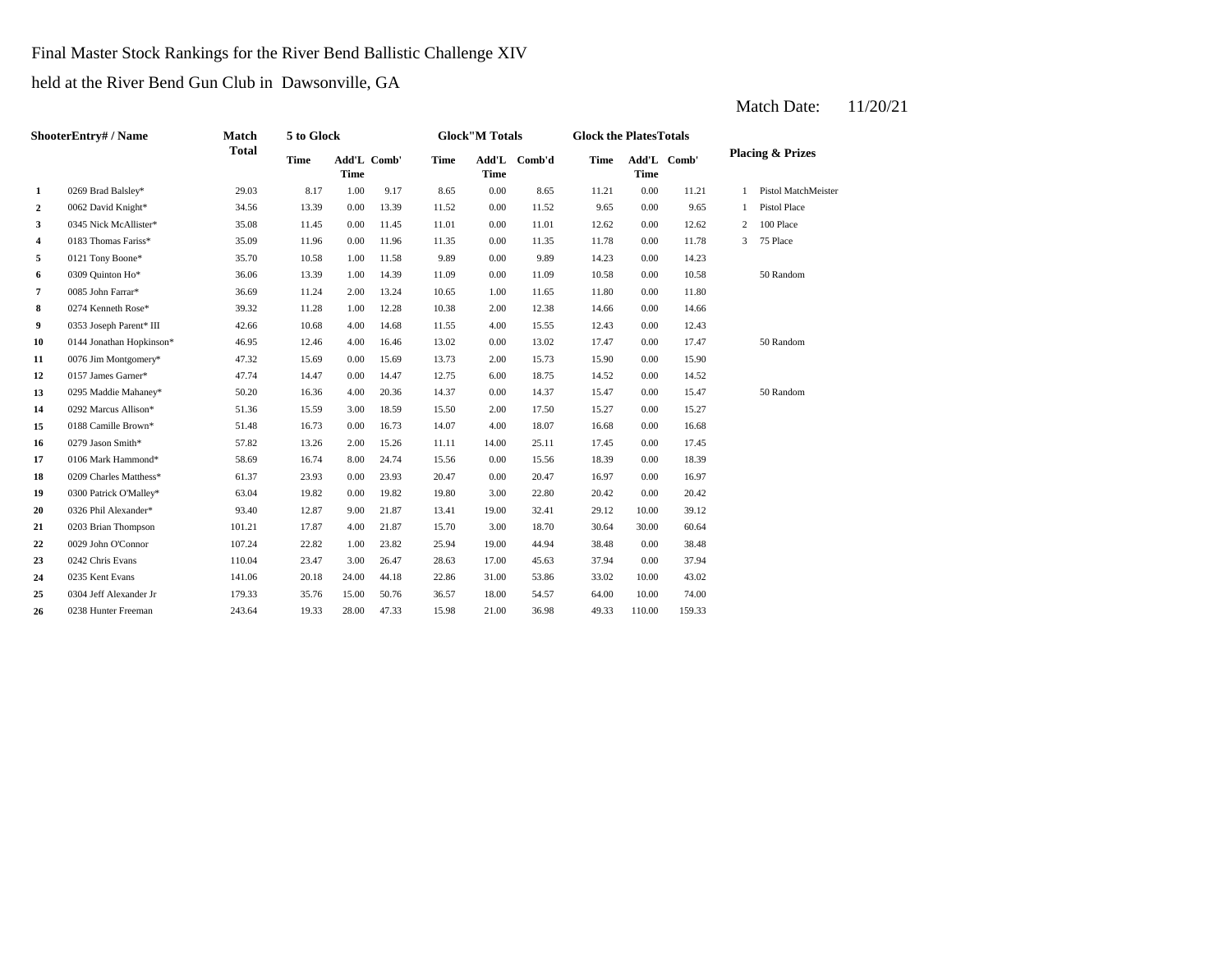Final Master Stock Rankings for the River Bend Ballistic Challenge XIV

held at the River Bend Gun Club in Dawsonville, GA

Match Date: 11/20/21

| ShooterEntry# / Name | | Match Total | 5 to Glock | | | Glock"M Totals | | | Glock the PlatesTotals | | | Placing & Prizes | |
|---|---|---|---|---|---|---|---|---|---|---|---|---|---|
| | | | Time | Add'L Time | Comb' | Time | Add'L Time | Comb'd | Time | Add'L Time | Comb' | | |
| 1 | 0269 Brad Balsley* | 29.03 | 8.17 | 1.00 | 9.17 | 8.65 | 0.00 | 8.65 | 11.21 | 0.00 | 11.21 | 1 | Pistol MatchMeister |
| 2 | 0062 David Knight* | 34.56 | 13.39 | 0.00 | 13.39 | 11.52 | 0.00 | 11.52 | 9.65 | 0.00 | 9.65 | 1 | Pistol Place |
| 3 | 0345 Nick McAllister* | 35.08 | 11.45 | 0.00 | 11.45 | 11.01 | 0.00 | 11.01 | 12.62 | 0.00 | 12.62 | 2 | 100 Place |
| 4 | 0183 Thomas Fariss* | 35.09 | 11.96 | 0.00 | 11.96 | 11.35 | 0.00 | 11.35 | 11.78 | 0.00 | 11.78 | 3 | 75 Place |
| 5 | 0121 Tony Boone* | 35.70 | 10.58 | 1.00 | 11.58 | 9.89 | 0.00 | 9.89 | 14.23 | 0.00 | 14.23 | | |
| 6 | 0309 Quinton Ho* | 36.06 | 13.39 | 1.00 | 14.39 | 11.09 | 0.00 | 11.09 | 10.58 | 0.00 | 10.58 | | 50 Random |
| 7 | 0085 John Farrar* | 36.69 | 11.24 | 2.00 | 13.24 | 10.65 | 1.00 | 11.65 | 11.80 | 0.00 | 11.80 | | |
| 8 | 0274 Kenneth Rose* | 39.32 | 11.28 | 1.00 | 12.28 | 10.38 | 2.00 | 12.38 | 14.66 | 0.00 | 14.66 | | |
| 9 | 0353 Joseph Parent* III | 42.66 | 10.68 | 4.00 | 14.68 | 11.55 | 4.00 | 15.55 | 12.43 | 0.00 | 12.43 | | |
| 10 | 0144 Jonathan Hopkinson* | 46.95 | 12.46 | 4.00 | 16.46 | 13.02 | 0.00 | 13.02 | 17.47 | 0.00 | 17.47 | | 50 Random |
| 11 | 0076 Jim Montgomery* | 47.32 | 15.69 | 0.00 | 15.69 | 13.73 | 2.00 | 15.73 | 15.90 | 0.00 | 15.90 | | |
| 12 | 0157 James Garner* | 47.74 | 14.47 | 0.00 | 14.47 | 12.75 | 6.00 | 18.75 | 14.52 | 0.00 | 14.52 | | |
| 13 | 0295 Maddie Mahaney* | 50.20 | 16.36 | 4.00 | 20.36 | 14.37 | 0.00 | 14.37 | 15.47 | 0.00 | 15.47 | | 50 Random |
| 14 | 0292 Marcus Allison* | 51.36 | 15.59 | 3.00 | 18.59 | 15.50 | 2.00 | 17.50 | 15.27 | 0.00 | 15.27 | | |
| 15 | 0188 Camille Brown* | 51.48 | 16.73 | 0.00 | 16.73 | 14.07 | 4.00 | 18.07 | 16.68 | 0.00 | 16.68 | | |
| 16 | 0279 Jason Smith* | 57.82 | 13.26 | 2.00 | 15.26 | 11.11 | 14.00 | 25.11 | 17.45 | 0.00 | 17.45 | | |
| 17 | 0106 Mark Hammond* | 58.69 | 16.74 | 8.00 | 24.74 | 15.56 | 0.00 | 15.56 | 18.39 | 0.00 | 18.39 | | |
| 18 | 0209 Charles Matthess* | 61.37 | 23.93 | 0.00 | 23.93 | 20.47 | 0.00 | 20.47 | 16.97 | 0.00 | 16.97 | | |
| 19 | 0300 Patrick O'Malley* | 63.04 | 19.82 | 0.00 | 19.82 | 19.80 | 3.00 | 22.80 | 20.42 | 0.00 | 20.42 | | |
| 20 | 0326 Phil Alexander* | 93.40 | 12.87 | 9.00 | 21.87 | 13.41 | 19.00 | 32.41 | 29.12 | 10.00 | 39.12 | | |
| 21 | 0203 Brian Thompson | 101.21 | 17.87 | 4.00 | 21.87 | 15.70 | 3.00 | 18.70 | 30.64 | 30.00 | 60.64 | | |
| 22 | 0029 John O'Connor | 107.24 | 22.82 | 1.00 | 23.82 | 25.94 | 19.00 | 44.94 | 38.48 | 0.00 | 38.48 | | |
| 23 | 0242 Chris Evans | 110.04 | 23.47 | 3.00 | 26.47 | 28.63 | 17.00 | 45.63 | 37.94 | 0.00 | 37.94 | | |
| 24 | 0235 Kent Evans | 141.06 | 20.18 | 24.00 | 44.18 | 22.86 | 31.00 | 53.86 | 33.02 | 10.00 | 43.02 | | |
| 25 | 0304 Jeff Alexander Jr | 179.33 | 35.76 | 15.00 | 50.76 | 36.57 | 18.00 | 54.57 | 64.00 | 10.00 | 74.00 | | |
| 26 | 0238 Hunter Freeman | 243.64 | 19.33 | 28.00 | 47.33 | 15.98 | 21.00 | 36.98 | 49.33 | 110.00 | 159.33 | | |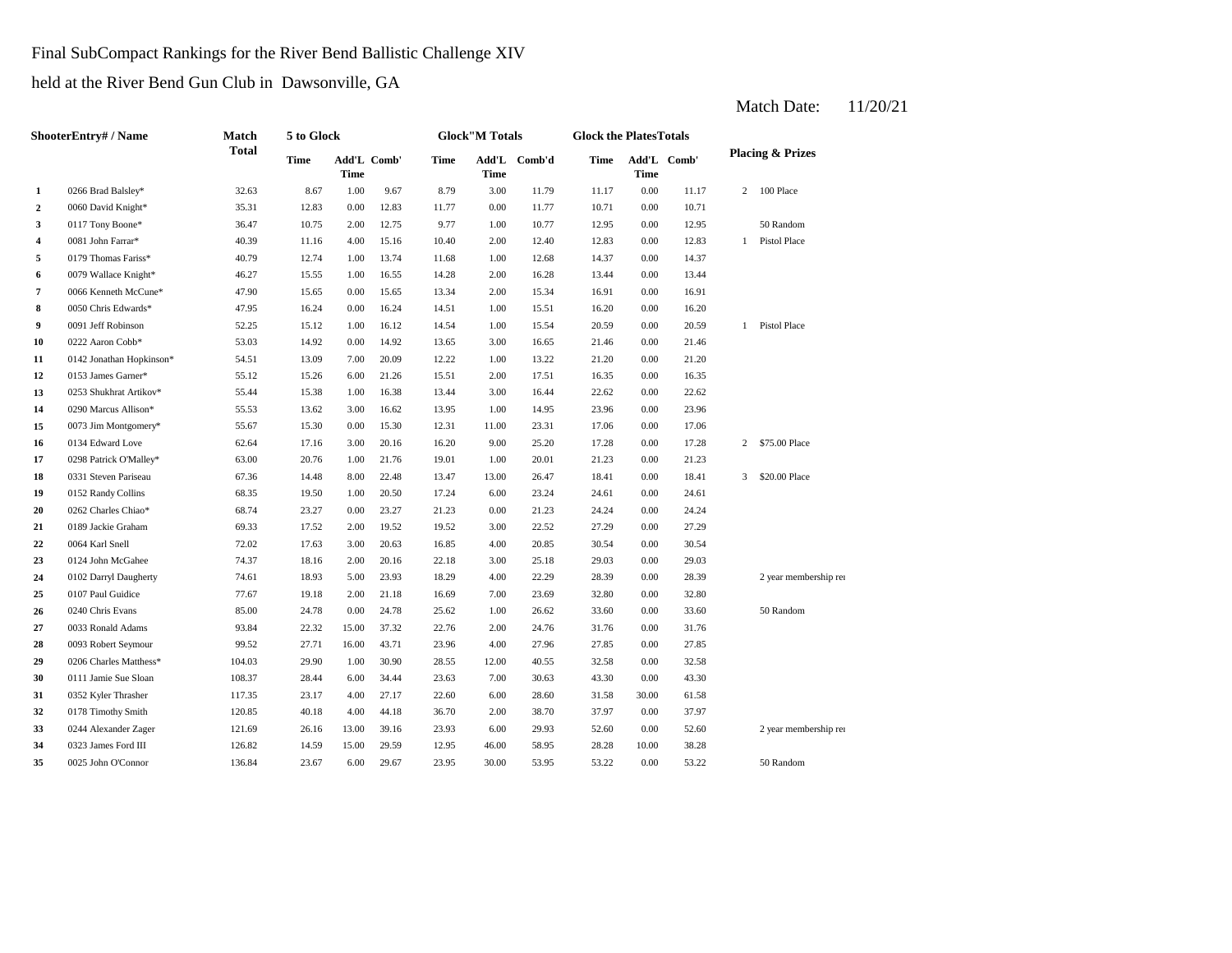Final SubCompact Rankings for the River Bend Ballistic Challenge XIV

held at the River Bend Gun Club in Dawsonville, GA

Match Date: 11/20/21

| | ShooterEntry# / Name | Match Total | 5 to Glock | | | Glock"M Totals | | | Glock the PlatesTotals | | | Placing & Prizes | |
|---|---|---|---|---|---|---|---|---|---|---|---|---|---|
| | | | Time | Add'L Time | Comb' | Time | Add'L Time | Comb'd | Time | Add'L Time | Comb' | | |
| 1 | 0266 Brad Balsley* | 32.63 | 8.67 | 1.00 | 9.67 | 8.79 | 3.00 | 11.79 | 11.17 | 0.00 | 11.17 | 2 | 100 Place |
| 2 | 0060 David Knight* | 35.31 | 12.83 | 0.00 | 12.83 | 11.77 | 0.00 | 11.77 | 10.71 | 0.00 | 10.71 | | |
| 3 | 0117 Tony Boone* | 36.47 | 10.75 | 2.00 | 12.75 | 9.77 | 1.00 | 10.77 | 12.95 | 0.00 | 12.95 | | 50 Random |
| 4 | 0081 John Farrar* | 40.39 | 11.16 | 4.00 | 15.16 | 10.40 | 2.00 | 12.40 | 12.83 | 0.00 | 12.83 | 1 | Pistol Place |
| 5 | 0179 Thomas Fariss* | 40.79 | 12.74 | 1.00 | 13.74 | 11.68 | 1.00 | 12.68 | 14.37 | 0.00 | 14.37 | | |
| 6 | 0079 Wallace Knight* | 46.27 | 15.55 | 1.00 | 16.55 | 14.28 | 2.00 | 16.28 | 13.44 | 0.00 | 13.44 | | |
| 7 | 0066 Kenneth McCune* | 47.90 | 15.65 | 0.00 | 15.65 | 13.34 | 2.00 | 15.34 | 16.91 | 0.00 | 16.91 | | |
| 8 | 0050 Chris Edwards* | 47.95 | 16.24 | 0.00 | 16.24 | 14.51 | 1.00 | 15.51 | 16.20 | 0.00 | 16.20 | | |
| 9 | 0091 Jeff Robinson | 52.25 | 15.12 | 1.00 | 16.12 | 14.54 | 1.00 | 15.54 | 20.59 | 0.00 | 20.59 | 1 | Pistol Place |
| 10 | 0222 Aaron Cobb* | 53.03 | 14.92 | 0.00 | 14.92 | 13.65 | 3.00 | 16.65 | 21.46 | 0.00 | 21.46 | | |
| 11 | 0142 Jonathan Hopkinson* | 54.51 | 13.09 | 7.00 | 20.09 | 12.22 | 1.00 | 13.22 | 21.20 | 0.00 | 21.20 | | |
| 12 | 0153 James Garner* | 55.12 | 15.26 | 6.00 | 21.26 | 15.51 | 2.00 | 17.51 | 16.35 | 0.00 | 16.35 | | |
| 13 | 0253 Shukhrat Artikov* | 55.44 | 15.38 | 1.00 | 16.38 | 13.44 | 3.00 | 16.44 | 22.62 | 0.00 | 22.62 | | |
| 14 | 0290 Marcus Allison* | 55.53 | 13.62 | 3.00 | 16.62 | 13.95 | 1.00 | 14.95 | 23.96 | 0.00 | 23.96 | | |
| 15 | 0073 Jim Montgomery* | 55.67 | 15.30 | 0.00 | 15.30 | 12.31 | 11.00 | 23.31 | 17.06 | 0.00 | 17.06 | | |
| 16 | 0134 Edward Love | 62.64 | 17.16 | 3.00 | 20.16 | 16.20 | 9.00 | 25.20 | 17.28 | 0.00 | 17.28 | 2 | $75.00 Place |
| 17 | 0298 Patrick O'Malley* | 63.00 | 20.76 | 1.00 | 21.76 | 19.01 | 1.00 | 20.01 | 21.23 | 0.00 | 21.23 | | |
| 18 | 0331 Steven Pariseau | 67.36 | 14.48 | 8.00 | 22.48 | 13.47 | 13.00 | 26.47 | 18.41 | 0.00 | 18.41 | 3 | $20.00 Place |
| 19 | 0152 Randy Collins | 68.35 | 19.50 | 1.00 | 20.50 | 17.24 | 6.00 | 23.24 | 24.61 | 0.00 | 24.61 | | |
| 20 | 0262 Charles Chiao* | 68.74 | 23.27 | 0.00 | 23.27 | 21.23 | 0.00 | 21.23 | 24.24 | 0.00 | 24.24 | | |
| 21 | 0189 Jackie Graham | 69.33 | 17.52 | 2.00 | 19.52 | 19.52 | 3.00 | 22.52 | 27.29 | 0.00 | 27.29 | | |
| 22 | 0064 Karl Snell | 72.02 | 17.63 | 3.00 | 20.63 | 16.85 | 4.00 | 20.85 | 30.54 | 0.00 | 30.54 | | |
| 23 | 0124 John McGahee | 74.37 | 18.16 | 2.00 | 20.16 | 22.18 | 3.00 | 25.18 | 29.03 | 0.00 | 29.03 | | |
| 24 | 0102 Darryl Daugherty | 74.61 | 18.93 | 5.00 | 23.93 | 18.29 | 4.00 | 22.29 | 28.39 | 0.00 | 28.39 | | 2 year membership re |
| 25 | 0107 Paul Guidice | 77.67 | 19.18 | 2.00 | 21.18 | 16.69 | 7.00 | 23.69 | 32.80 | 0.00 | 32.80 | | |
| 26 | 0240 Chris Evans | 85.00 | 24.78 | 0.00 | 24.78 | 25.62 | 1.00 | 26.62 | 33.60 | 0.00 | 33.60 | | 50 Random |
| 27 | 0033 Ronald Adams | 93.84 | 22.32 | 15.00 | 37.32 | 22.76 | 2.00 | 24.76 | 31.76 | 0.00 | 31.76 | | |
| 28 | 0093 Robert Seymour | 99.52 | 27.71 | 16.00 | 43.71 | 23.96 | 4.00 | 27.96 | 27.85 | 0.00 | 27.85 | | |
| 29 | 0206 Charles Matthess* | 104.03 | 29.90 | 1.00 | 30.90 | 28.55 | 12.00 | 40.55 | 32.58 | 0.00 | 32.58 | | |
| 30 | 0111 Jamie Sue Sloan | 108.37 | 28.44 | 6.00 | 34.44 | 23.63 | 7.00 | 30.63 | 43.30 | 0.00 | 43.30 | | |
| 31 | 0352 Kyler Thrasher | 117.35 | 23.17 | 4.00 | 27.17 | 22.60 | 6.00 | 28.60 | 31.58 | 30.00 | 61.58 | | |
| 32 | 0178 Timothy Smith | 120.85 | 40.18 | 4.00 | 44.18 | 36.70 | 2.00 | 38.70 | 37.97 | 0.00 | 37.97 | | |
| 33 | 0244 Alexander Zager | 121.69 | 26.16 | 13.00 | 39.16 | 23.93 | 6.00 | 29.93 | 52.60 | 0.00 | 52.60 | | 2 year membership re |
| 34 | 0323 James Ford III | 126.82 | 14.59 | 15.00 | 29.59 | 12.95 | 46.00 | 58.95 | 28.28 | 10.00 | 38.28 | | |
| 35 | 0025 John O'Connor | 136.84 | 23.67 | 6.00 | 29.67 | 23.95 | 30.00 | 53.95 | 53.22 | 0.00 | 53.22 | | 50 Random |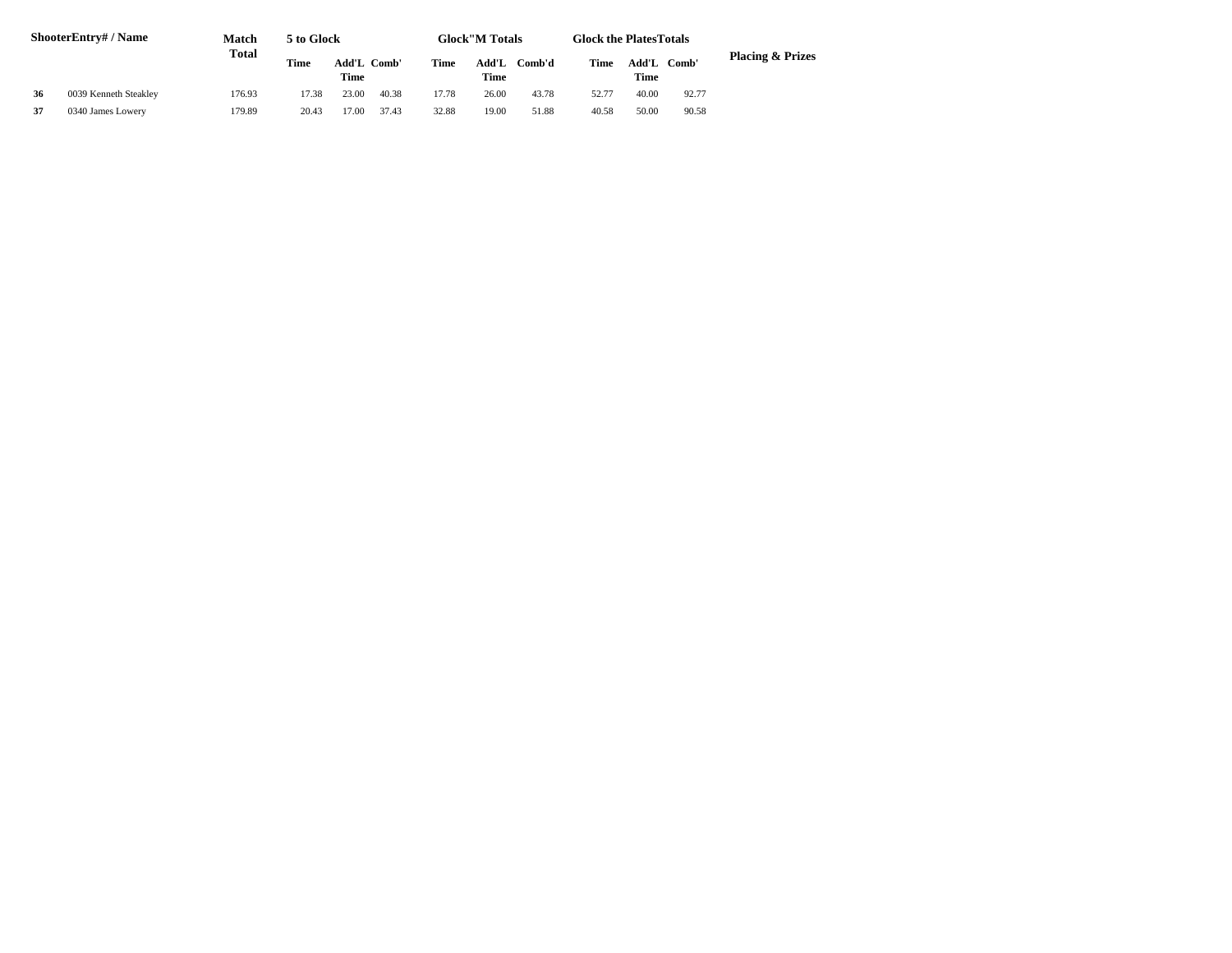| Shooter | Entry# / Name | Match Total | 5 to Glock | | | Glock"M Totals | | | Glock the Plates Totals | | | Placing & Prizes |
|---|---|---|---|---|---|---|---|---|---|---|---|---|
| | | | Time | Add'L Time | Comb' | Time | Add'L Time | Comb'd | Time | Add'L Time | Comb' | |
| **36** | 0039 Kenneth Steakley | 176.93 | 17.38 | 23.00 | 40.38 | 17.78 | 26.00 | 43.78 | 52.77 | 40.00 | 92.77 | |
| **37** | 0340 James Lowery | 179.89 | 20.43 | 17.00 | 37.43 | 32.88 | 19.00 | 51.88 | 40.58 | 50.00 | 90.58 | |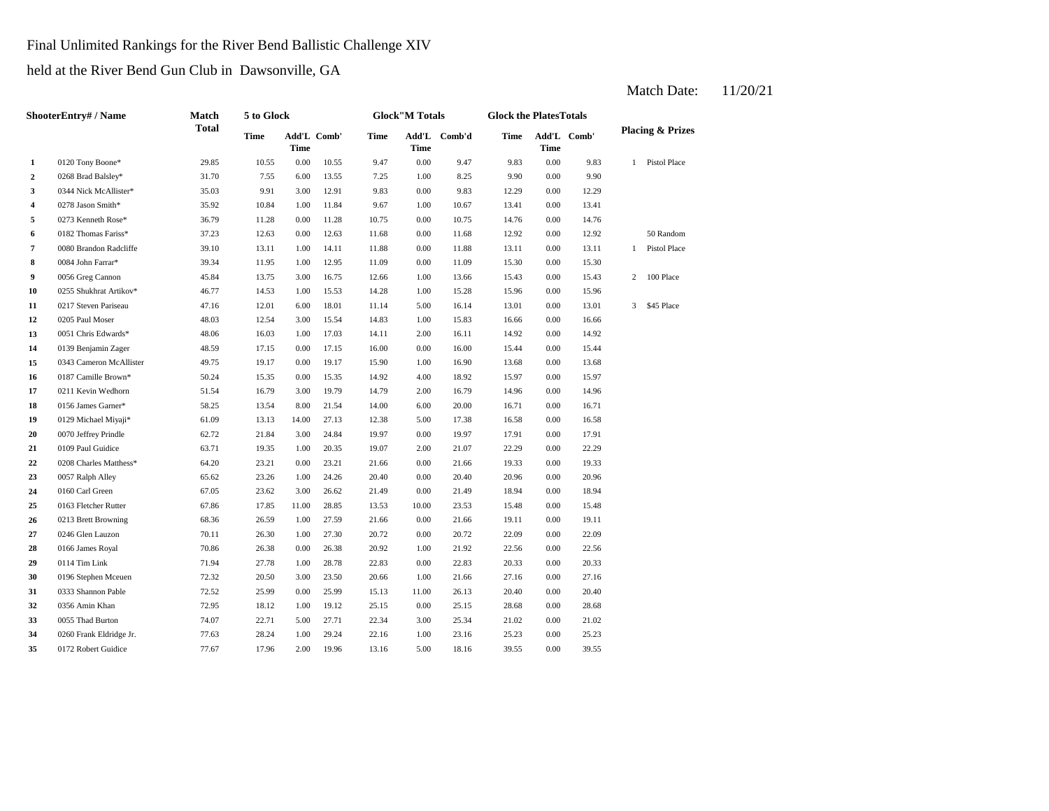Final Unlimited Rankings for the River Bend Ballistic Challenge XIV

held at the River Bend Gun Club in Dawsonville, GA

Match Date: 11/20/21

| | ShooterEntry# / Name | Match Total | 5 to Glock | | | Glock"M Totals | | | Glock the PlatesTotals | | | Placing & Prizes | |
|---|---|---|---|---|---|---|---|---|---|---|---|---|---|
| | | | Time | Add'L Time | Comb' | Time | Add'L Time | Comb'd | Time | Add'L Time | Comb' | | |
| 1 | 0120 Tony Boone* | 29.85 | 10.55 | 0.00 | 10.55 | 9.47 | 0.00 | 9.47 | 9.83 | 0.00 | 9.83 | 1 | Pistol Place |
| 2 | 0268 Brad Balsley* | 31.70 | 7.55 | 6.00 | 13.55 | 7.25 | 1.00 | 8.25 | 9.90 | 0.00 | 9.90 | | |
| 3 | 0344 Nick McAllister* | 35.03 | 9.91 | 3.00 | 12.91 | 9.83 | 0.00 | 9.83 | 12.29 | 0.00 | 12.29 | | |
| 4 | 0278 Jason Smith* | 35.92 | 10.84 | 1.00 | 11.84 | 9.67 | 1.00 | 10.67 | 13.41 | 0.00 | 13.41 | | |
| 5 | 0273 Kenneth Rose* | 36.79 | 11.28 | 0.00 | 11.28 | 10.75 | 0.00 | 10.75 | 14.76 | 0.00 | 14.76 | | |
| 6 | 0182 Thomas Fariss* | 37.23 | 12.63 | 0.00 | 12.63 | 11.68 | 0.00 | 11.68 | 12.92 | 0.00 | 12.92 | | 50 Random |
| 7 | 0080 Brandon Radcliffe | 39.10 | 13.11 | 1.00 | 14.11 | 11.88 | 0.00 | 11.88 | 13.11 | 0.00 | 13.11 | 1 | Pistol Place |
| 8 | 0084 John Farrar* | 39.34 | 11.95 | 1.00 | 12.95 | 11.09 | 0.00 | 11.09 | 15.30 | 0.00 | 15.30 | | |
| 9 | 0056 Greg Cannon | 45.84 | 13.75 | 3.00 | 16.75 | 12.66 | 1.00 | 13.66 | 15.43 | 0.00 | 15.43 | 2 | 100 Place |
| 10 | 0255 Shukhrat Artikov* | 46.77 | 14.53 | 1.00 | 15.53 | 14.28 | 1.00 | 15.28 | 15.96 | 0.00 | 15.96 | | |
| 11 | 0217 Steven Pariseau | 47.16 | 12.01 | 6.00 | 18.01 | 11.14 | 5.00 | 16.14 | 13.01 | 0.00 | 13.01 | 3 | $45 Place |
| 12 | 0205 Paul Moser | 48.03 | 12.54 | 3.00 | 15.54 | 14.83 | 1.00 | 15.83 | 16.66 | 0.00 | 16.66 | | |
| 13 | 0051 Chris Edwards* | 48.06 | 16.03 | 1.00 | 17.03 | 14.11 | 2.00 | 16.11 | 14.92 | 0.00 | 14.92 | | |
| 14 | 0139 Benjamin Zager | 48.59 | 17.15 | 0.00 | 17.15 | 16.00 | 0.00 | 16.00 | 15.44 | 0.00 | 15.44 | | |
| 15 | 0343 Cameron McAllister | 49.75 | 19.17 | 0.00 | 19.17 | 15.90 | 1.00 | 16.90 | 13.68 | 0.00 | 13.68 | | |
| 16 | 0187 Camille Brown* | 50.24 | 15.35 | 0.00 | 15.35 | 14.92 | 4.00 | 18.92 | 15.97 | 0.00 | 15.97 | | |
| 17 | 0211 Kevin Wedhorn | 51.54 | 16.79 | 3.00 | 19.79 | 14.79 | 2.00 | 16.79 | 14.96 | 0.00 | 14.96 | | |
| 18 | 0156 James Garner* | 58.25 | 13.54 | 8.00 | 21.54 | 14.00 | 6.00 | 20.00 | 16.71 | 0.00 | 16.71 | | |
| 19 | 0129 Michael Miyaji* | 61.09 | 13.13 | 14.00 | 27.13 | 12.38 | 5.00 | 17.38 | 16.58 | 0.00 | 16.58 | | |
| 20 | 0070 Jeffrey Prindle | 62.72 | 21.84 | 3.00 | 24.84 | 19.97 | 0.00 | 19.97 | 17.91 | 0.00 | 17.91 | | |
| 21 | 0109 Paul Guidice | 63.71 | 19.35 | 1.00 | 20.35 | 19.07 | 2.00 | 21.07 | 22.29 | 0.00 | 22.29 | | |
| 22 | 0208 Charles Matthess* | 64.20 | 23.21 | 0.00 | 23.21 | 21.66 | 0.00 | 21.66 | 19.33 | 0.00 | 19.33 | | |
| 23 | 0057 Ralph Alley | 65.62 | 23.26 | 1.00 | 24.26 | 20.40 | 0.00 | 20.40 | 20.96 | 0.00 | 20.96 | | |
| 24 | 0160 Carl Green | 67.05 | 23.62 | 3.00 | 26.62 | 21.49 | 0.00 | 21.49 | 18.94 | 0.00 | 18.94 | | |
| 25 | 0163 Fletcher Rutter | 67.86 | 17.85 | 11.00 | 28.85 | 13.53 | 10.00 | 23.53 | 15.48 | 0.00 | 15.48 | | |
| 26 | 0213 Brett Browning | 68.36 | 26.59 | 1.00 | 27.59 | 21.66 | 0.00 | 21.66 | 19.11 | 0.00 | 19.11 | | |
| 27 | 0246 Glen Lauzon | 70.11 | 26.30 | 1.00 | 27.30 | 20.72 | 0.00 | 20.72 | 22.09 | 0.00 | 22.09 | | |
| 28 | 0166 James Royal | 70.86 | 26.38 | 0.00 | 26.38 | 20.92 | 1.00 | 21.92 | 22.56 | 0.00 | 22.56 | | |
| 29 | 0114 Tim Link | 71.94 | 27.78 | 1.00 | 28.78 | 22.83 | 0.00 | 22.83 | 20.33 | 0.00 | 20.33 | | |
| 30 | 0196 Stephen Mceuen | 72.32 | 20.50 | 3.00 | 23.50 | 20.66 | 1.00 | 21.66 | 27.16 | 0.00 | 27.16 | | |
| 31 | 0333 Shannon Pable | 72.52 | 25.99 | 0.00 | 25.99 | 15.13 | 11.00 | 26.13 | 20.40 | 0.00 | 20.40 | | |
| 32 | 0356 Amin Khan | 72.95 | 18.12 | 1.00 | 19.12 | 25.15 | 0.00 | 25.15 | 28.68 | 0.00 | 28.68 | | |
| 33 | 0055 Thad Burton | 74.07 | 22.71 | 5.00 | 27.71 | 22.34 | 3.00 | 25.34 | 21.02 | 0.00 | 21.02 | | |
| 34 | 0260 Frank Eldridge Jr. | 77.63 | 28.24 | 1.00 | 29.24 | 22.16 | 1.00 | 23.16 | 25.23 | 0.00 | 25.23 | | |
| 35 | 0172 Robert Guidice | 77.67 | 17.96 | 2.00 | 19.96 | 13.16 | 5.00 | 18.16 | 39.55 | 0.00 | 39.55 | | |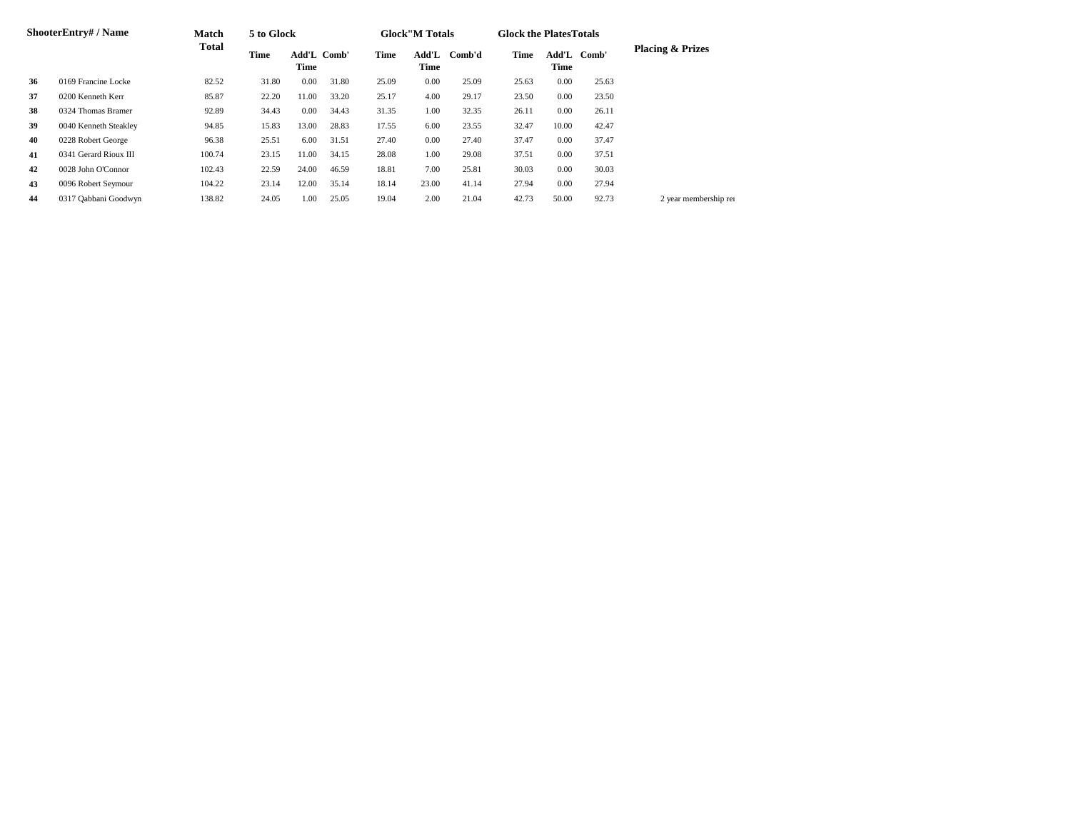| Shooter | Entry# / Name | Match Total | 5 to Glock | | | Glock"M Totals | | | Glock the Plates Totals | | | Placing & Prizes |
|---|---|---|---|---|---|---|---|---|---|---|---|---|
| | | | Time | Add'L Time | Comb' | Time | Add'L Time | Comb'd | Time | Add'L Time | Comb' | |
| 36 | 0169 Francine Locke | 82.52 | 31.80 | 0.00 | 31.80 | 25.09 | 0.00 | 25.09 | 25.63 | 0.00 | 25.63 | |
| 37 | 0200 Kenneth Kerr | 85.87 | 22.20 | 11.00 | 33.20 | 25.17 | 4.00 | 29.17 | 23.50 | 0.00 | 23.50 | |
| 38 | 0324 Thomas Bramer | 92.89 | 34.43 | 0.00 | 34.43 | 31.35 | 1.00 | 32.35 | 26.11 | 0.00 | 26.11 | |
| 39 | 0040 Kenneth Steakley | 94.85 | 15.83 | 13.00 | 28.83 | 17.55 | 6.00 | 23.55 | 32.47 | 10.00 | 42.47 | |
| 40 | 0228 Robert George | 96.38 | 25.51 | 6.00 | 31.51 | 27.40 | 0.00 | 27.40 | 37.47 | 0.00 | 37.47 | |
| 41 | 0341 Gerard Rioux III | 100.74 | 23.15 | 11.00 | 34.15 | 28.08 | 1.00 | 29.08 | 37.51 | 0.00 | 37.51 | |
| 42 | 0028 John O'Connor | 102.43 | 22.59 | 24.00 | 46.59 | 18.81 | 7.00 | 25.81 | 30.03 | 0.00 | 30.03 | |
| 43 | 0096 Robert Seymour | 104.22 | 23.14 | 12.00 | 35.14 | 18.14 | 23.00 | 41.14 | 27.94 | 0.00 | 27.94 | |
| 44 | 0317 Qabbani Goodwyn | 138.82 | 24.05 | 1.00 | 25.05 | 19.04 | 2.00 | 21.04 | 42.73 | 50.00 | 92.73 | 2 year membership re |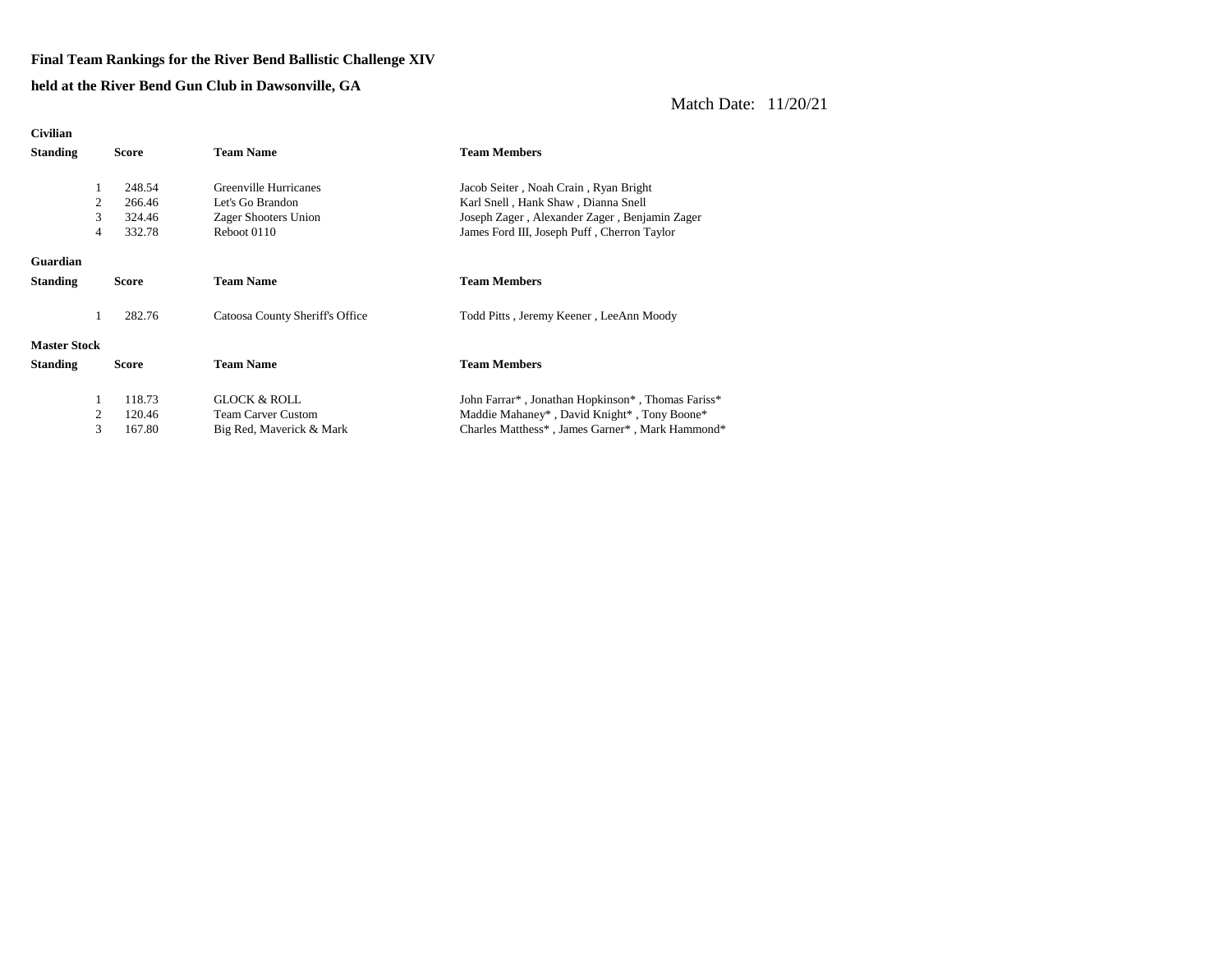**Final Team Rankings for the River Bend Ballistic Challenge XIV**

**held at the River Bend Gun Club in Dawsonville, GA**

Match Date: 11/20/21

**Civilian**

| Standing | Score | Team Name | Team Members |
|---|---|---|---|
| 1 | 248.54 | Greenville Hurricanes | Jacob Seiter , Noah Crain , Ryan Bright |
| 2 | 266.46 | Let's Go Brandon | Karl Snell , Hank Shaw , Dianna Snell |
| 3 | 324.46 | Zager Shooters Union | Joseph Zager , Alexander Zager , Benjamin Zager |
| 4 | 332.78 | Reboot 0110 | James Ford III, Joseph Puff , Cherron Taylor |

**Guardian**

| Standing | Score | Team Name | Team Members |
|---|---|---|---|
| 1 | 282.76 | Catoosa County Sheriff's Office | Todd Pitts , Jeremy Keener , LeeAnn Moody |

**Master Stock**

| Standing | Score | Team Name | Team Members |
|---|---|---|---|
| 1 | 118.73 | GLOCK & ROLL | John Farrar* , Jonathan Hopkinson* , Thomas Fariss* |
| 2 | 120.46 | Team Carver Custom | Maddie Mahaney* , David Knight* , Tony Boone* |
| 3 | 167.80 | Big Red, Maverick & Mark | Charles Matthess* , James Garner* , Mark Hammond* |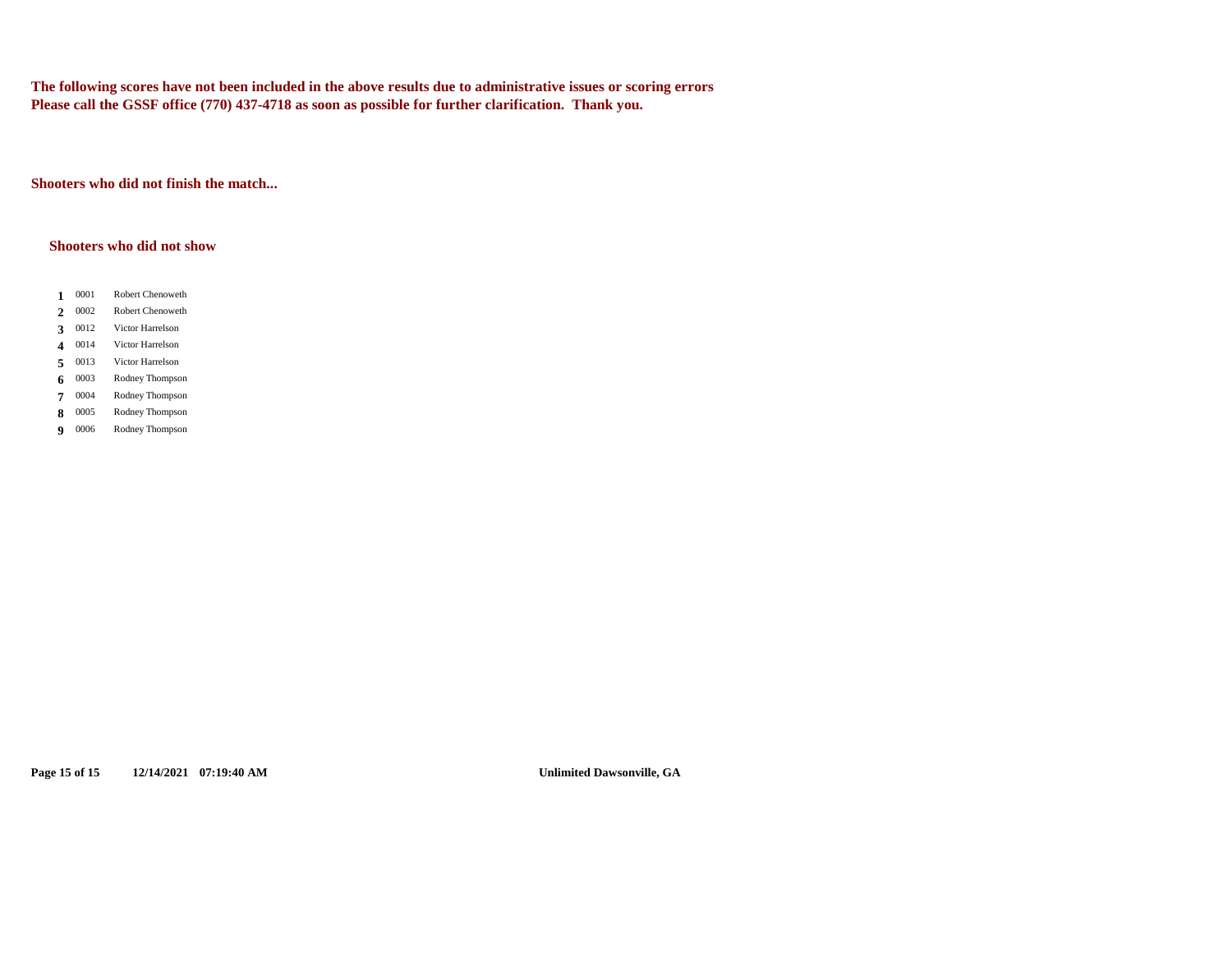**The following scores have not been included in the above results due to administrative issues or scoring errors**
**Please call the GSSF office (770) 437-4718 as soon as possible for further clarification. Thank you.**

**Shooters who did not finish the match...**

**Shooters who did not show**

| | | |
|---|---|---|
| **1** | 0001 | Robert Chenoweth |
| **2** | 0002 | Robert Chenoweth |
| **3** | 0012 | Victor Harrelson |
| **4** | 0014 | Victor Harrelson |
| **5** | 0013 | Victor Harrelson |
| **6** | 0003 | Rodney Thompson |
| **7** | 0004 | Rodney Thompson |
| **8** | 0005 | Rodney Thompson |
| **9** | 0006 | Rodney Thompson |